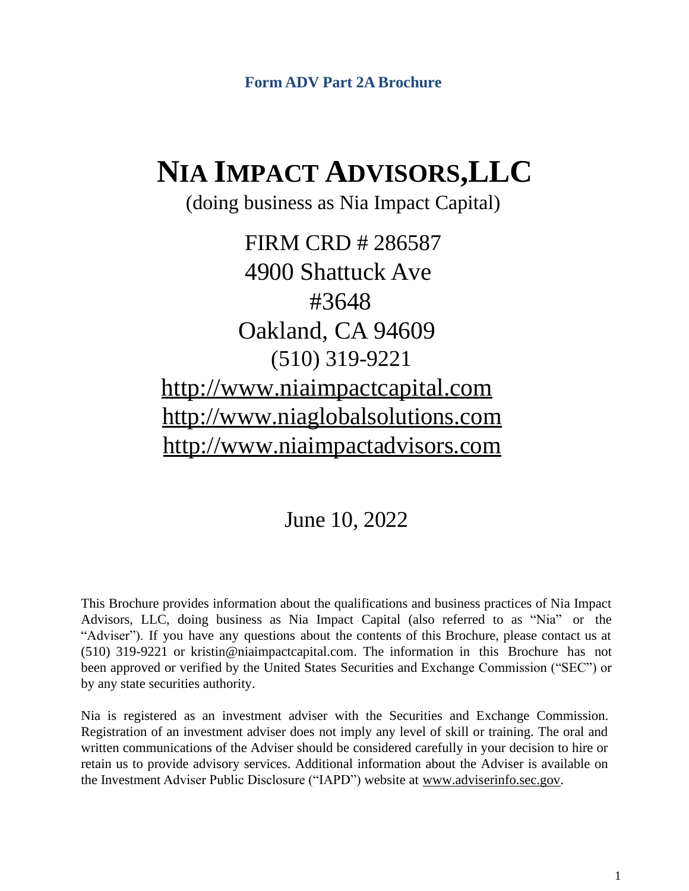**Form ADV Part 2A Brochure**

# NIA IMPACT ADVISORS,LLC

(doing business as Nia Impact Capital)

FIRM CRD # 286587
4900 Shattuck Ave
#3648
Oakland, CA 94609
(510) 319-9221
http://www.niaimpactcapital.com
http://www.niaglobalsolutions.com
http://www.niaimpactadvisors.com

June 10, 2022

This Brochure provides information about the qualifications and business practices of Nia Impact Advisors, LLC, doing business as Nia Impact Capital (also referred to as "Nia" or the "Adviser"). If you have any questions about the contents of this Brochure, please contact us at (510) 319-9221 or kristin@niaimpactcapital.com. The information in this Brochure has not been approved or verified by the United States Securities and Exchange Commission ("SEC") or by any state securities authority.

Nia is registered as an investment adviser with the Securities and Exchange Commission. Registration of an investment adviser does not imply any level of skill or training. The oral and written communications of the Adviser should be considered carefully in your decision to hire or retain us to provide advisory services. Additional information about the Adviser is available on the Investment Adviser Public Disclosure ("IAPD") website at www.adviserinfo.sec.gov.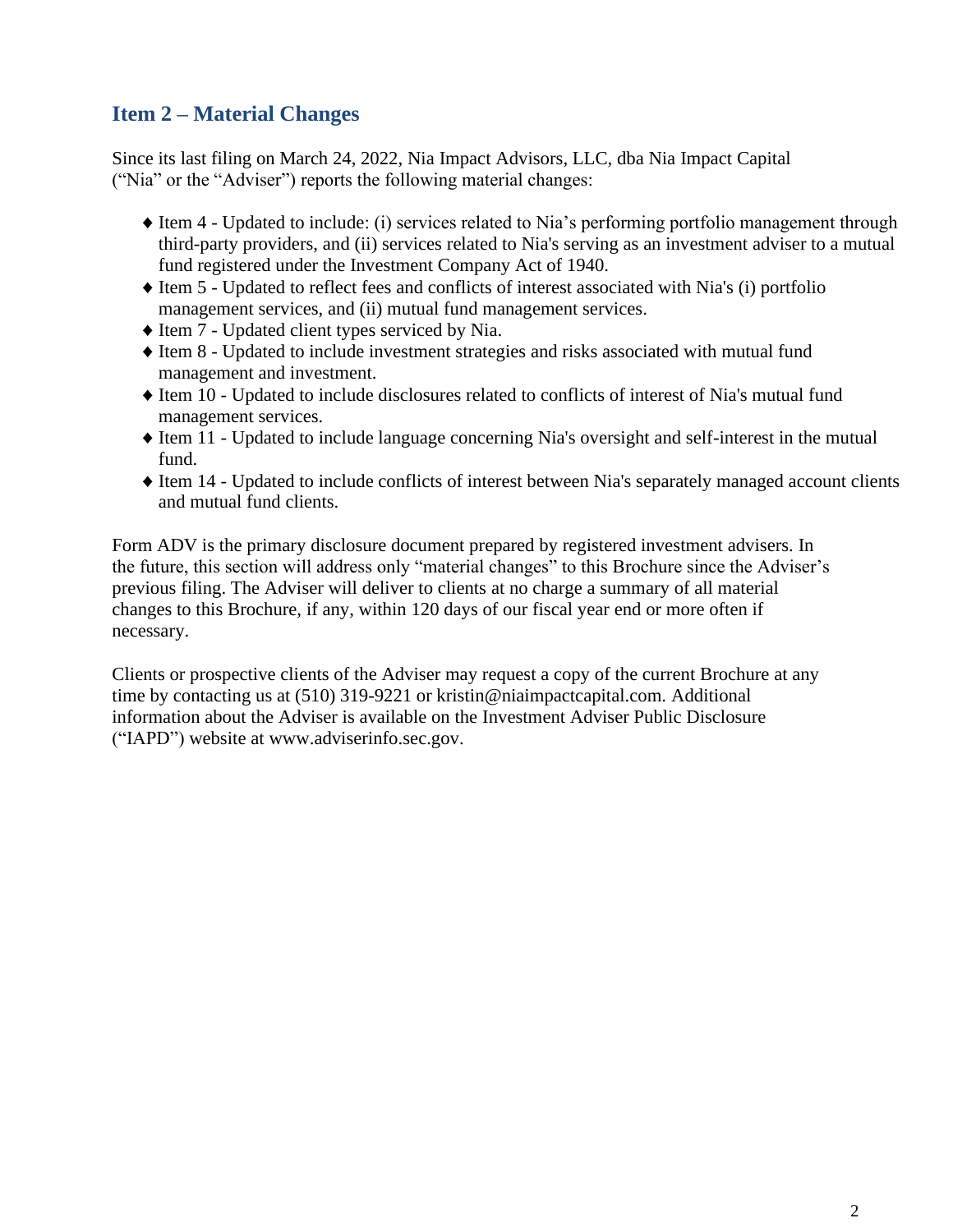## Item 2 – Material Changes

Since its last filing on March 24, 2022, Nia Impact Advisors, LLC, dba Nia Impact Capital ("Nia" or the "Adviser") reports the following material changes:

- Item 4 - Updated to include: (i) services related to Nia's performing portfolio management through third-party providers, and (ii) services related to Nia's serving as an investment adviser to a mutual fund registered under the Investment Company Act of 1940.
- Item 5 - Updated to reflect fees and conflicts of interest associated with Nia's (i) portfolio management services, and (ii) mutual fund management services.
- Item 7 - Updated client types serviced by Nia.
- Item 8 - Updated to include investment strategies and risks associated with mutual fund management and investment.
- Item 10 - Updated to include disclosures related to conflicts of interest of Nia's mutual fund management services.
- Item 11 - Updated to include language concerning Nia's oversight and self-interest in the mutual fund.
- Item 14 - Updated to include conflicts of interest between Nia's separately managed account clients and mutual fund clients.

Form ADV is the primary disclosure document prepared by registered investment advisers. In the future, this section will address only "material changes" to this Brochure since the Adviser's previous filing. The Adviser will deliver to clients at no charge a summary of all material changes to this Brochure, if any, within 120 days of our fiscal year end or more often if necessary.

Clients or prospective clients of the Adviser may request a copy of the current Brochure at any time by contacting us at (510) 319-9221 or kristin@niaimpactcapital.com. Additional information about the Adviser is available on the Investment Adviser Public Disclosure ("IAPD") website at www.adviserinfo.sec.gov.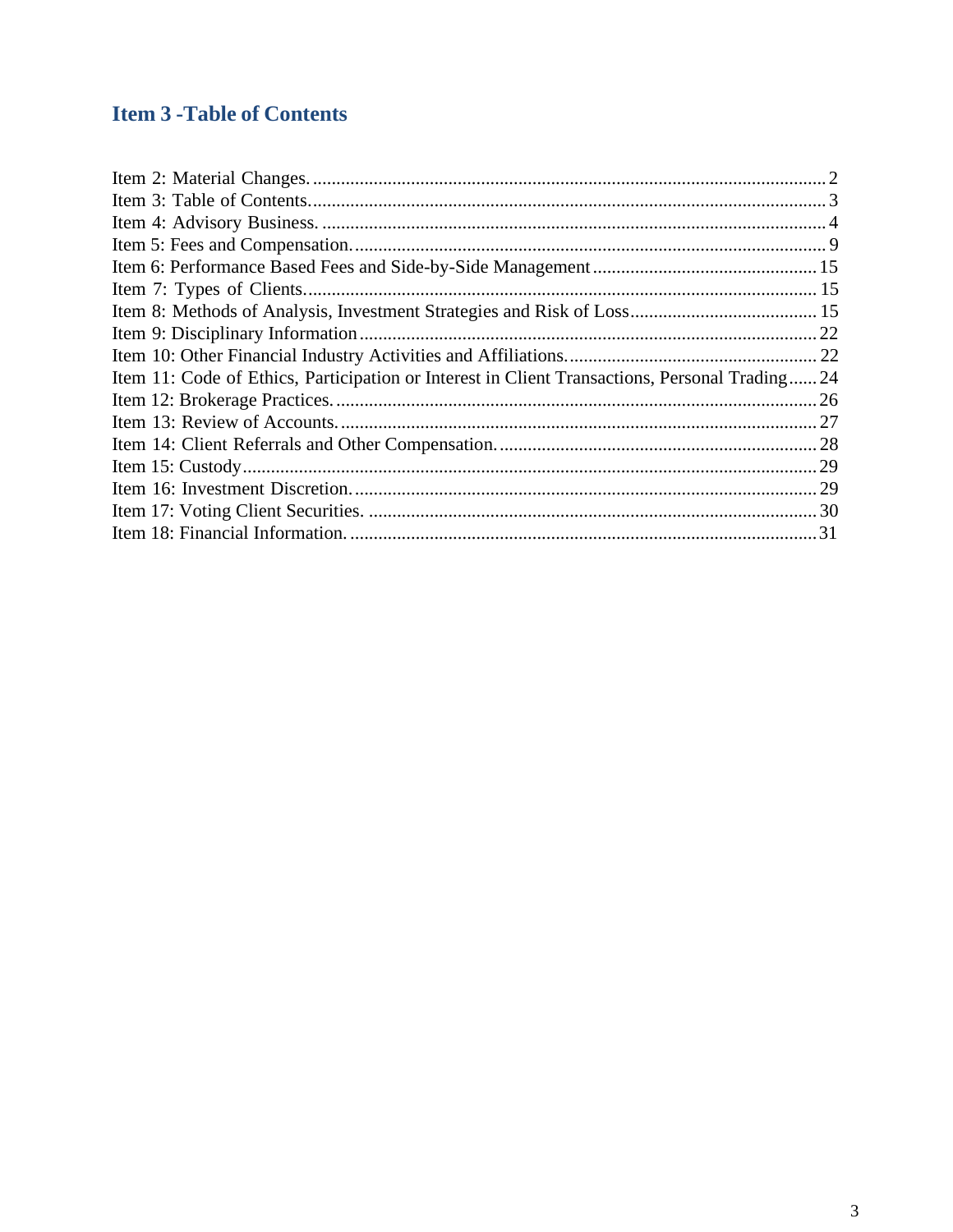## Item 3 -Table of Contents

Item 2: Material Changes. .......... 2
Item 3: Table of Contents. .......... 3
Item 4: Advisory Business. .......... 4
Item 5: Fees and Compensation. .......... 9
Item 6: Performance Based Fees and Side-by-Side Management .......... 15
Item 7: Types of Clients. .......... 15
Item 8: Methods of Analysis, Investment Strategies and Risk of Loss .......... 15
Item 9: Disciplinary Information .......... 22
Item 10: Other Financial Industry Activities and Affiliations. .......... 22
Item 11: Code of Ethics, Participation or Interest in Client Transactions, Personal Trading .......... 24
Item 12: Brokerage Practices. .......... 26
Item 13: Review of Accounts. .......... 27
Item 14: Client Referrals and Other Compensation. .......... 28
Item 15: Custody .......... 29
Item 16: Investment Discretion. .......... 29
Item 17: Voting Client Securities. .......... 30
Item 18: Financial Information. .......... 31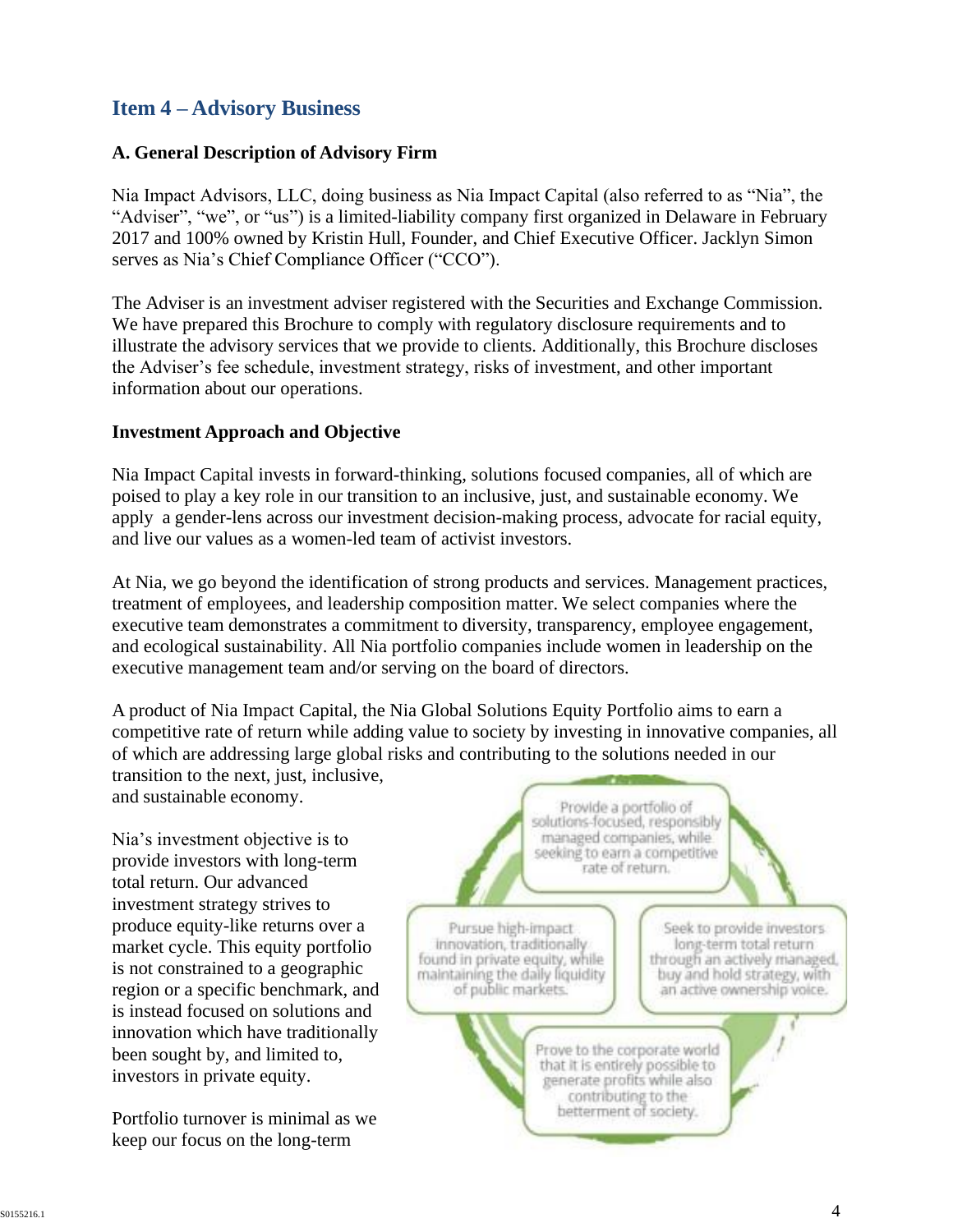## Item 4 – Advisory Business

### A. General Description of Advisory Firm

Nia Impact Advisors, LLC, doing business as Nia Impact Capital (also referred to as "Nia", the "Adviser", "we", or "us") is a limited-liability company first organized in Delaware in February 2017 and 100% owned by Kristin Hull, Founder, and Chief Executive Officer. Jacklyn Simon serves as Nia's Chief Compliance Officer ("CCO").

The Adviser is an investment adviser registered with the Securities and Exchange Commission. We have prepared this Brochure to comply with regulatory disclosure requirements and to illustrate the advisory services that we provide to clients. Additionally, this Brochure discloses the Adviser's fee schedule, investment strategy, risks of investment, and other important information about our operations.

**Investment Approach and Objective**

Nia Impact Capital invests in forward-thinking, solutions focused companies, all of which are poised to play a key role in our transition to an inclusive, just, and sustainable economy. We apply a gender-lens across our investment decision-making process, advocate for racial equity, and live our values as a women-led team of activist investors.

At Nia, we go beyond the identification of strong products and services. Management practices, treatment of employees, and leadership composition matter. We select companies where the executive team demonstrates a commitment to diversity, transparency, employee engagement, and ecological sustainability. All Nia portfolio companies include women in leadership on the executive management team and/or serving on the board of directors.

A product of Nia Impact Capital, the Nia Global Solutions Equity Portfolio aims to earn a competitive rate of return while adding value to society by investing in innovative companies, all of which are addressing large global risks and contributing to the solutions needed in our transition to the next, just, inclusive, and sustainable economy.

Nia's investment objective is to provide investors with long-term total return. Our advanced investment strategy strives to produce equity-like returns over a market cycle. This equity portfolio is not constrained to a geographic region or a specific benchmark, and is instead focused on solutions and innovation which have traditionally been sought by, and limited to, investors in private equity.

Provide a portfolio of solutions-focused, responsibly managed companies, while seeking to earn a competitive rate of return.

Pursue high-impact innovation, traditionally found in private equity, while maintaining the daily liquidity of public markets.

Seek to provide investors long-term total return through an actively managed, buy and hold strategy, with an active ownership voice.

Prove to the corporate world that it is entirely possible to generate profits while also contributing to the betterment of society.

Portfolio turnover is minimal as we keep our focus on the long-term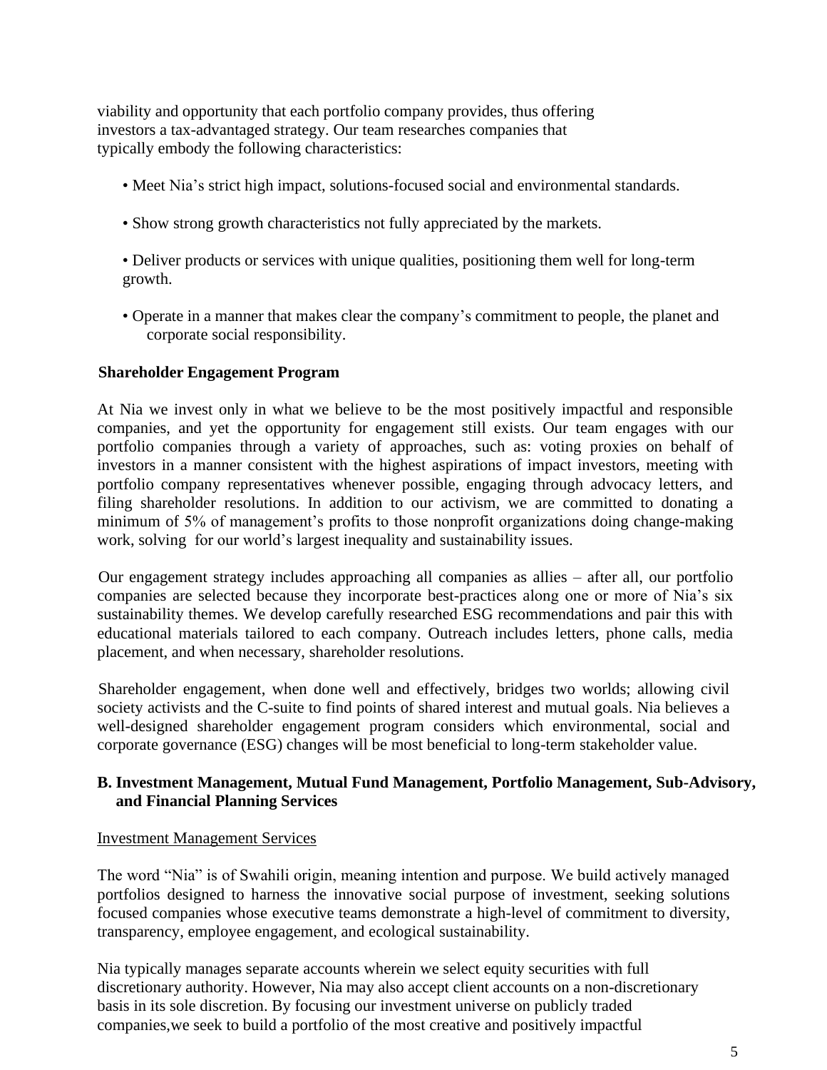viability and opportunity that each portfolio company provides, thus offering investors a tax-advantaged strategy. Our team researches companies that typically embody the following characteristics:

- Meet Nia's strict high impact, solutions-focused social and environmental standards.
- Show strong growth characteristics not fully appreciated by the markets.
- Deliver products or services with unique qualities, positioning them well for long-term growth.
- Operate in a manner that makes clear the company's commitment to people, the planet and corporate social responsibility.

**Shareholder Engagement Program**

At Nia we invest only in what we believe to be the most positively impactful and responsible companies, and yet the opportunity for engagement still exists. Our team engages with our portfolio companies through a variety of approaches, such as: voting proxies on behalf of investors in a manner consistent with the highest aspirations of impact investors, meeting with portfolio company representatives whenever possible, engaging through advocacy letters, and filing shareholder resolutions. In addition to our activism, we are committed to donating a minimum of 5% of management's profits to those nonprofit organizations doing change-making work, solving for our world's largest inequality and sustainability issues.

Our engagement strategy includes approaching all companies as allies – after all, our portfolio companies are selected because they incorporate best-practices along one or more of Nia's six sustainability themes. We develop carefully researched ESG recommendations and pair this with educational materials tailored to each company. Outreach includes letters, phone calls, media placement, and when necessary, shareholder resolutions.

Shareholder engagement, when done well and effectively, bridges two worlds; allowing civil society activists and the C-suite to find points of shared interest and mutual goals. Nia believes a well-designed shareholder engagement program considers which environmental, social and corporate governance (ESG) changes will be most beneficial to long-term stakeholder value.

**B. Investment Management, Mutual Fund Management, Portfolio Management, Sub-Advisory, and Financial Planning Services**

Investment Management Services

The word "Nia" is of Swahili origin, meaning intention and purpose. We build actively managed portfolios designed to harness the innovative social purpose of investment, seeking solutions focused companies whose executive teams demonstrate a high-level of commitment to diversity, transparency, employee engagement, and ecological sustainability.

Nia typically manages separate accounts wherein we select equity securities with full discretionary authority. However, Nia may also accept client accounts on a non-discretionary basis in its sole discretion. By focusing our investment universe on publicly traded companies,we seek to build a portfolio of the most creative and positively impactful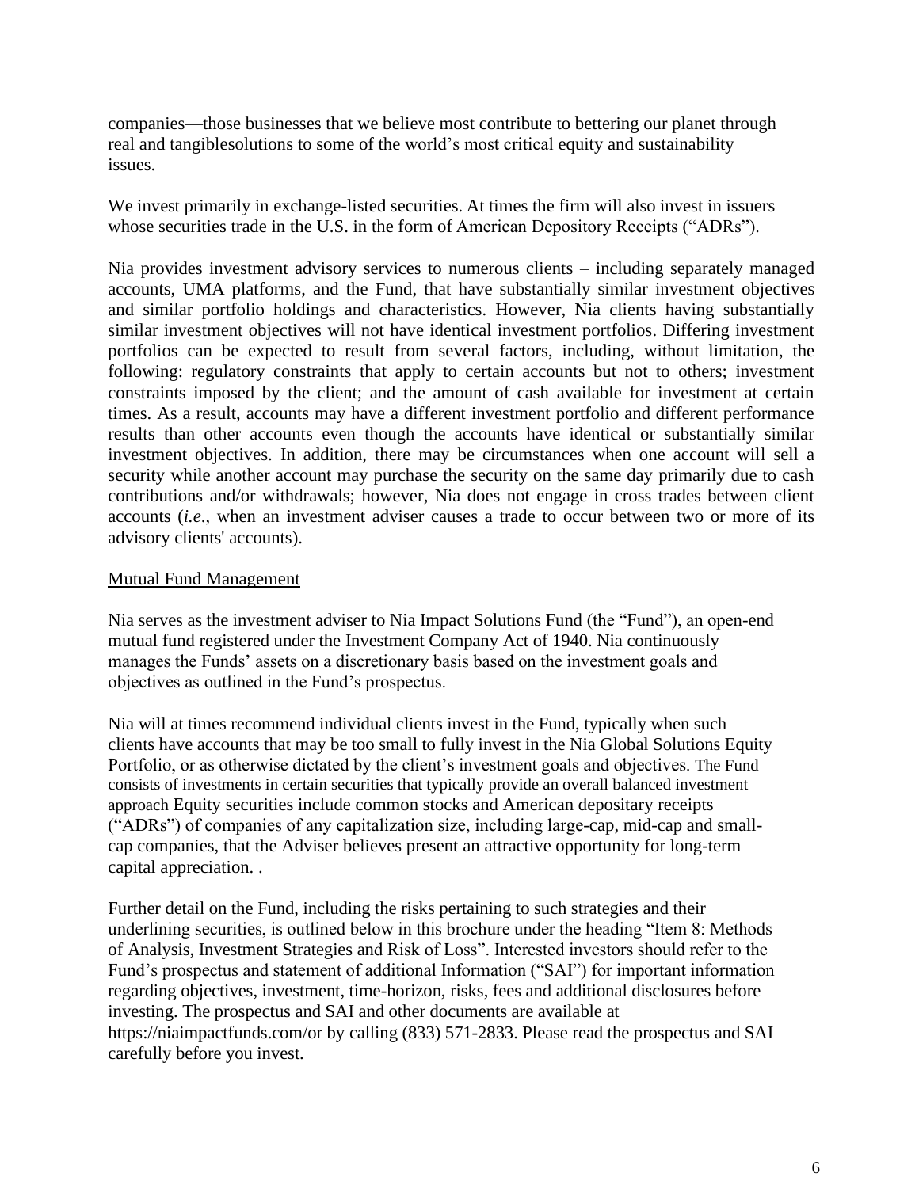companies—those businesses that we believe most contribute to bettering our planet through real and tangiblesolutions to some of the world's most critical equity and sustainability issues.

We invest primarily in exchange-listed securities. At times the firm will also invest in issuers whose securities trade in the U.S. in the form of American Depository Receipts ("ADRs").

Nia provides investment advisory services to numerous clients – including separately managed accounts, UMA platforms, and the Fund, that have substantially similar investment objectives and similar portfolio holdings and characteristics. However, Nia clients having substantially similar investment objectives will not have identical investment portfolios. Differing investment portfolios can be expected to result from several factors, including, without limitation, the following: regulatory constraints that apply to certain accounts but not to others; investment constraints imposed by the client; and the amount of cash available for investment at certain times. As a result, accounts may have a different investment portfolio and different performance results than other accounts even though the accounts have identical or substantially similar investment objectives. In addition, there may be circumstances when one account will sell a security while another account may purchase the security on the same day primarily due to cash contributions and/or withdrawals; however, Nia does not engage in cross trades between client accounts (*i.e*., when an investment adviser causes a trade to occur between two or more of its advisory clients' accounts).

<u>Mutual Fund Management</u>

Nia serves as the investment adviser to Nia Impact Solutions Fund (the "Fund"), an open-end mutual fund registered under the Investment Company Act of 1940. Nia continuously manages the Funds' assets on a discretionary basis based on the investment goals and objectives as outlined in the Fund's prospectus.

Nia will at times recommend individual clients invest in the Fund, typically when such clients have accounts that may be too small to fully invest in the Nia Global Solutions Equity Portfolio, or as otherwise dictated by the client's investment goals and objectives. The Fund consists of investments in certain securities that typically provide an overall balanced investment approach Equity securities include common stocks and American depositary receipts ("ADRs") of companies of any capitalization size, including large-cap, mid-cap and small-cap companies, that the Adviser believes present an attractive opportunity for long-term capital appreciation. .

Further detail on the Fund, including the risks pertaining to such strategies and their underlining securities, is outlined below in this brochure under the heading "Item 8: Methods of Analysis, Investment Strategies and Risk of Loss". Interested investors should refer to the Fund's prospectus and statement of additional Information ("SAI") for important information regarding objectives, investment, time-horizon, risks, fees and additional disclosures before investing. The prospectus and SAI and other documents are available at https://niaimpactfunds.com/or by calling (833) 571-2833. Please read the prospectus and SAI carefully before you invest.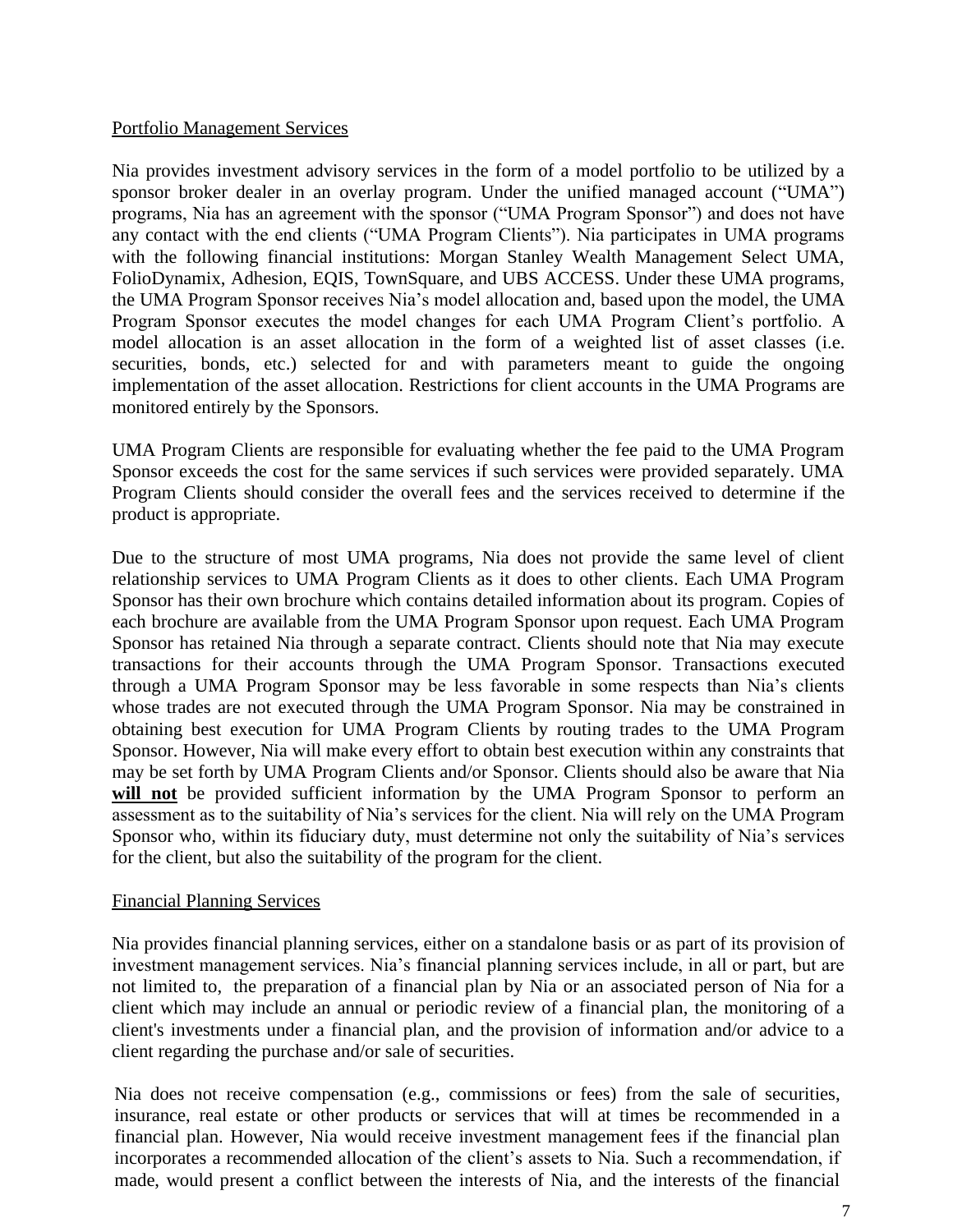Portfolio Management Services

Nia provides investment advisory services in the form of a model portfolio to be utilized by a sponsor broker dealer in an overlay program. Under the unified managed account ("UMA") programs, Nia has an agreement with the sponsor ("UMA Program Sponsor") and does not have any contact with the end clients ("UMA Program Clients"). Nia participates in UMA programs with the following financial institutions: Morgan Stanley Wealth Management Select UMA, FolioDynamix, Adhesion, EQIS, TownSquare, and UBS ACCESS. Under these UMA programs, the UMA Program Sponsor receives Nia's model allocation and, based upon the model, the UMA Program Sponsor executes the model changes for each UMA Program Client's portfolio. A model allocation is an asset allocation in the form of a weighted list of asset classes (i.e. securities, bonds, etc.) selected for and with parameters meant to guide the ongoing implementation of the asset allocation. Restrictions for client accounts in the UMA Programs are monitored entirely by the Sponsors.

UMA Program Clients are responsible for evaluating whether the fee paid to the UMA Program Sponsor exceeds the cost for the same services if such services were provided separately. UMA Program Clients should consider the overall fees and the services received to determine if the product is appropriate.

Due to the structure of most UMA programs, Nia does not provide the same level of client relationship services to UMA Program Clients as it does to other clients. Each UMA Program Sponsor has their own brochure which contains detailed information about its program. Copies of each brochure are available from the UMA Program Sponsor upon request. Each UMA Program Sponsor has retained Nia through a separate contract. Clients should note that Nia may execute transactions for their accounts through the UMA Program Sponsor. Transactions executed through a UMA Program Sponsor may be less favorable in some respects than Nia's clients whose trades are not executed through the UMA Program Sponsor. Nia may be constrained in obtaining best execution for UMA Program Clients by routing trades to the UMA Program Sponsor. However, Nia will make every effort to obtain best execution within any constraints that may be set forth by UMA Program Clients and/or Sponsor. Clients should also be aware that Nia **will not** be provided sufficient information by the UMA Program Sponsor to perform an assessment as to the suitability of Nia's services for the client. Nia will rely on the UMA Program Sponsor who, within its fiduciary duty, must determine not only the suitability of Nia's services for the client, but also the suitability of the program for the client.

Financial Planning Services

Nia provides financial planning services, either on a standalone basis or as part of its provision of investment management services. Nia's financial planning services include, in all or part, but are not limited to, the preparation of a financial plan by Nia or an associated person of Nia for a client which may include an annual or periodic review of a financial plan, the monitoring of a client's investments under a financial plan, and the provision of information and/or advice to a client regarding the purchase and/or sale of securities.

Nia does not receive compensation (e.g., commissions or fees) from the sale of securities, insurance, real estate or other products or services that will at times be recommended in a financial plan. However, Nia would receive investment management fees if the financial plan incorporates a recommended allocation of the client's assets to Nia. Such a recommendation, if made, would present a conflict between the interests of Nia, and the interests of the financial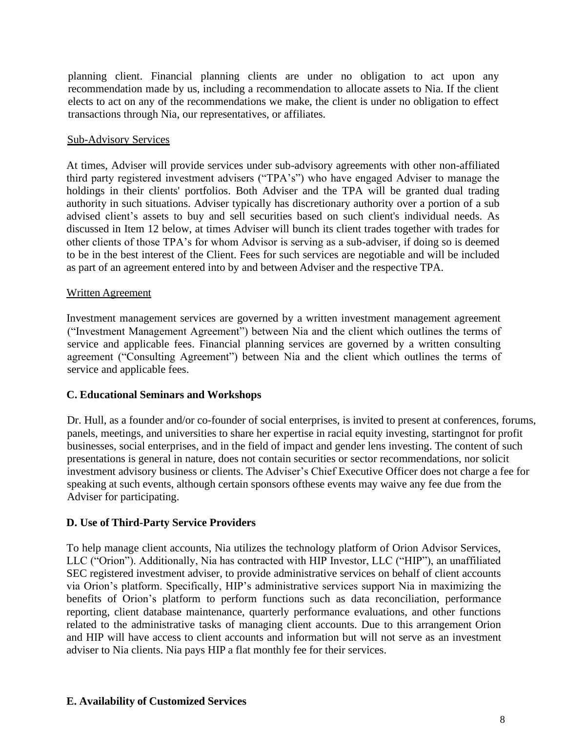planning client. Financial planning clients are under no obligation to act upon any recommendation made by us, including a recommendation to allocate assets to Nia. If the client elects to act on any of the recommendations we make, the client is under no obligation to effect transactions through Nia, our representatives, or affiliates.

Sub-Advisory Services

At times, Adviser will provide services under sub-advisory agreements with other non-affiliated third party registered investment advisers ("TPA's") who have engaged Adviser to manage the holdings in their clients' portfolios. Both Adviser and the TPA will be granted dual trading authority in such situations. Adviser typically has discretionary authority over a portion of a sub advised client's assets to buy and sell securities based on such client's individual needs. As discussed in Item 12 below, at times Adviser will bunch its client trades together with trades for other clients of those TPA's for whom Advisor is serving as a sub-adviser, if doing so is deemed to be in the best interest of the Client. Fees for such services are negotiable and will be included as part of an agreement entered into by and between Adviser and the respective TPA.

Written Agreement

Investment management services are governed by a written investment management agreement ("Investment Management Agreement") between Nia and the client which outlines the terms of service and applicable fees. Financial planning services are governed by a written consulting agreement ("Consulting Agreement") between Nia and the client which outlines the terms of service and applicable fees.

**C. Educational Seminars and Workshops**

Dr. Hull, as a founder and/or co-founder of social enterprises, is invited to present at conferences, forums, panels, meetings, and universities to share her expertise in racial equity investing, startingnot for profit businesses, social enterprises, and in the field of impact and gender lens investing. The content of such presentations is general in nature, does not contain securities or sector recommendations, nor solicit investment advisory business or clients. The Adviser's Chief Executive Officer does not charge a fee for speaking at such events, although certain sponsors ofthese events may waive any fee due from the Adviser for participating.

**D. Use of Third-Party Service Providers**

To help manage client accounts, Nia utilizes the technology platform of Orion Advisor Services, LLC ("Orion"). Additionally, Nia has contracted with HIP Investor, LLC ("HIP"), an unaffiliated SEC registered investment adviser, to provide administrative services on behalf of client accounts via Orion's platform. Specifically, HIP's administrative services support Nia in maximizing the benefits of Orion's platform to perform functions such as data reconciliation, performance reporting, client database maintenance, quarterly performance evaluations, and other functions related to the administrative tasks of managing client accounts. Due to this arrangement Orion and HIP will have access to client accounts and information but will not serve as an investment adviser to Nia clients. Nia pays HIP a flat monthly fee for their services.

**E. Availability of Customized Services**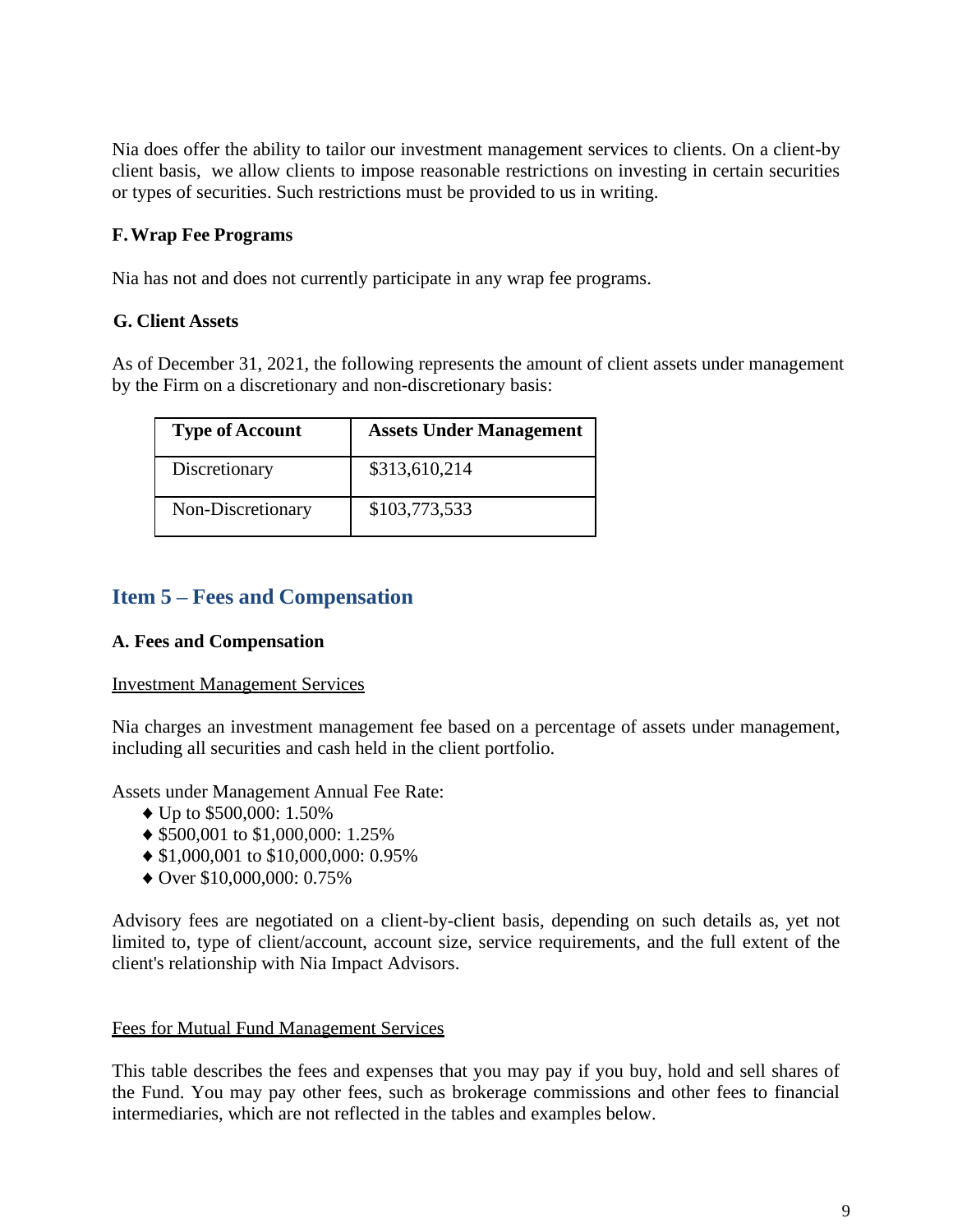Nia does offer the ability to tailor our investment management services to clients. On a client-by client basis, we allow clients to impose reasonable restrictions on investing in certain securities or types of securities. Such restrictions must be provided to us in writing.

### F. Wrap Fee Programs

Nia has not and does not currently participate in any wrap fee programs.

### G. Client Assets

As of December 31, 2021, the following represents the amount of client assets under management by the Firm on a discretionary and non-discretionary basis:

| Type of Account | Assets Under Management |
| --- | --- |
| Discretionary | $313,610,214 |
| Non-Discretionary | $103,773,533 |

## Item 5 – Fees and Compensation

### A. Fees and Compensation

Investment Management Services

Nia charges an investment management fee based on a percentage of assets under management, including all securities and cash held in the client portfolio.

Assets under Management Annual Fee Rate:

- Up to $500,000: 1.50%
- $500,001 to $1,000,000: 1.25%
- $1,000,001 to $10,000,000: 0.95%
- Over $10,000,000: 0.75%

Advisory fees are negotiated on a client-by-client basis, depending on such details as, yet not limited to, type of client/account, account size, service requirements, and the full extent of the client's relationship with Nia Impact Advisors.

Fees for Mutual Fund Management Services

This table describes the fees and expenses that you may pay if you buy, hold and sell shares of the Fund. You may pay other fees, such as brokerage commissions and other fees to financial intermediaries, which are not reflected in the tables and examples below.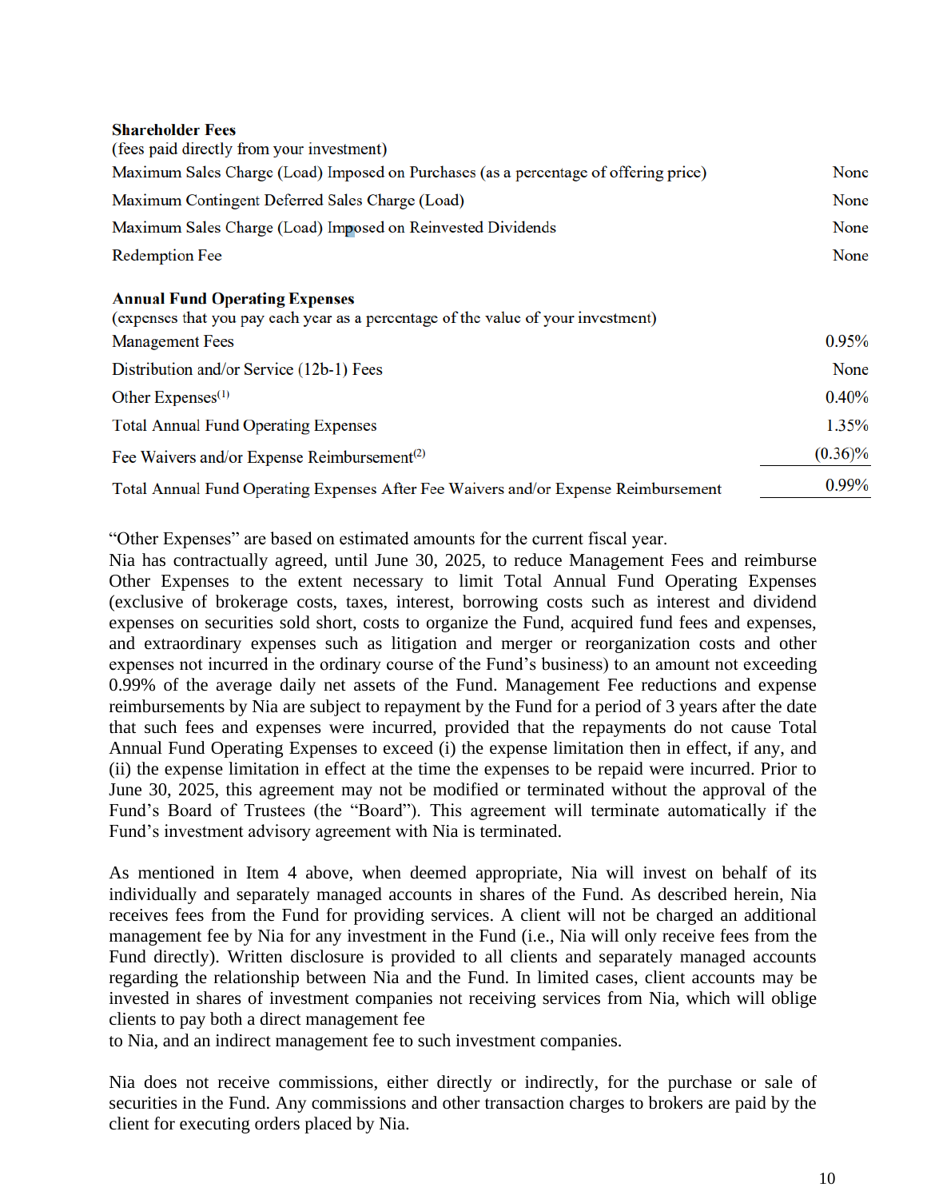| **Shareholder Fees**<br>(fees paid directly from your investment) | |
|---|---|
| Maximum Sales Charge (Load) Imposed on Purchases (as a percentage of offering price) | None |
| Maximum Contingent Deferred Sales Charge (Load) | None |
| Maximum Sales Charge (Load) Imposed on Reinvested Dividends | None |
| Redemption Fee | None |

| **Annual Fund Operating Expenses**<br>(expenses that you pay each year as a percentage of the value of your investment) | |
|---|---|
| Management Fees | 0.95% |
| Distribution and/or Service (12b-1) Fees | None |
| Other Expenses[1] | 0.40% |
| Total Annual Fund Operating Expenses | 1.35% |
| Fee Waivers and/or Expense Reimbursement[2] | (0.36)% |
| Total Annual Fund Operating Expenses After Fee Waivers and/or Expense Reimbursement | 0.99% |

"Other Expenses" are based on estimated amounts for the current fiscal year.

Nia has contractually agreed, until June 30, 2025, to reduce Management Fees and reimburse Other Expenses to the extent necessary to limit Total Annual Fund Operating Expenses (exclusive of brokerage costs, taxes, interest, borrowing costs such as interest and dividend expenses on securities sold short, costs to organize the Fund, acquired fund fees and expenses, and extraordinary expenses such as litigation and merger or reorganization costs and other expenses not incurred in the ordinary course of the Fund's business) to an amount not exceeding 0.99% of the average daily net assets of the Fund. Management Fee reductions and expense reimbursements by Nia are subject to repayment by the Fund for a period of 3 years after the date that such fees and expenses were incurred, provided that the repayments do not cause Total Annual Fund Operating Expenses to exceed (i) the expense limitation then in effect, if any, and (ii) the expense limitation in effect at the time the expenses to be repaid were incurred. Prior to June 30, 2025, this agreement may not be modified or terminated without the approval of the Fund's Board of Trustees (the "Board"). This agreement will terminate automatically if the Fund's investment advisory agreement with Nia is terminated.

As mentioned in Item 4 above, when deemed appropriate, Nia will invest on behalf of its individually and separately managed accounts in shares of the Fund. As described herein, Nia receives fees from the Fund for providing services. A client will not be charged an additional management fee by Nia for any investment in the Fund (i.e., Nia will only receive fees from the Fund directly). Written disclosure is provided to all clients and separately managed accounts regarding the relationship between Nia and the Fund. In limited cases, client accounts may be invested in shares of investment companies not receiving services from Nia, which will oblige clients to pay both a direct management fee to Nia, and an indirect management fee to such investment companies.

Nia does not receive commissions, either directly or indirectly, for the purchase or sale of securities in the Fund. Any commissions and other transaction charges to brokers are paid by the client for executing orders placed by Nia.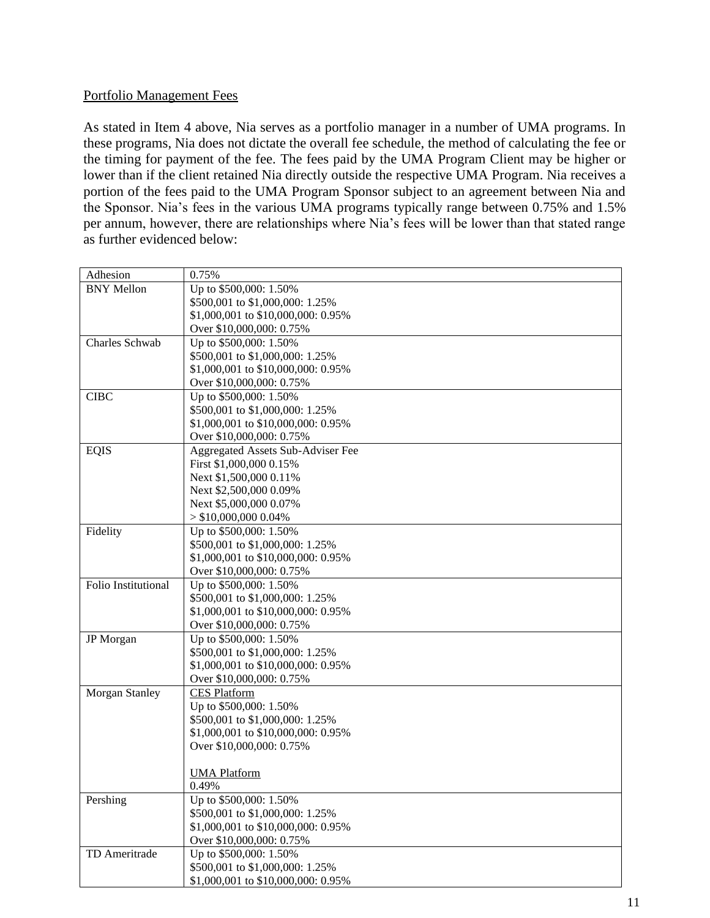Portfolio Management Fees

As stated in Item 4 above, Nia serves as a portfolio manager in a number of UMA programs. In these programs, Nia does not dictate the overall fee schedule, the method of calculating the fee or the timing for payment of the fee. The fees paid by the UMA Program Client may be higher or lower than if the client retained Nia directly outside the respective UMA Program. Nia receives a portion of the fees paid to the UMA Program Sponsor subject to an agreement between Nia and the Sponsor. Nia's fees in the various UMA programs typically range between 0.75% and 1.5% per annum, however, there are relationships where Nia's fees will be lower than that stated range as further evidenced below:

| | |
|---|---|
| Adhesion | 0.75% |
| BNY Mellon | Up to $500,000: 1.50%<br>$500,001 to $1,000,000: 1.25%<br>$1,000,001 to $10,000,000: 0.95%<br>Over $10,000,000: 0.75% |
| Charles Schwab | Up to $500,000: 1.50%<br>$500,001 to $1,000,000: 1.25%<br>$1,000,001 to $10,000,000: 0.95%<br>Over $10,000,000: 0.75% |
| CIBC | Up to $500,000: 1.50%<br>$500,001 to $1,000,000: 1.25%<br>$1,000,001 to $10,000,000: 0.95%<br>Over $10,000,000: 0.75% |
| EQIS | Aggregated Assets Sub-Adviser Fee<br>First $1,000,000 0.15%<br>Next $1,500,000 0.11%<br>Next $2,500,000 0.09%<br>Next $5,000,000 0.07%<br>> $10,000,000 0.04% |
| Fidelity | Up to $500,000: 1.50%<br>$500,001 to $1,000,000: 1.25%<br>$1,000,001 to $10,000,000: 0.95%<br>Over $10,000,000: 0.75% |
| Folio Institutional | Up to $500,000: 1.50%<br>$500,001 to $1,000,000: 1.25%<br>$1,000,001 to $10,000,000: 0.95%<br>Over $10,000,000: 0.75% |
| JP Morgan | Up to $500,000: 1.50%<br>$500,001 to $1,000,000: 1.25%<br>$1,000,001 to $10,000,000: 0.95%<br>Over $10,000,000: 0.75% |
| Morgan Stanley | CES Platform<br>Up to $500,000: 1.50%<br>$500,001 to $1,000,000: 1.25%<br>$1,000,001 to $10,000,000: 0.95%<br>Over $10,000,000: 0.75%<br><br>UMA Platform<br>0.49% |
| Pershing | Up to $500,000: 1.50%<br>$500,001 to $1,000,000: 1.25%<br>$1,000,001 to $10,000,000: 0.95%<br>Over $10,000,000: 0.75% |
| TD Ameritrade | Up to $500,000: 1.50%<br>$500,001 to $1,000,000: 1.25%<br>$1,000,001 to $10,000,000: 0.95% |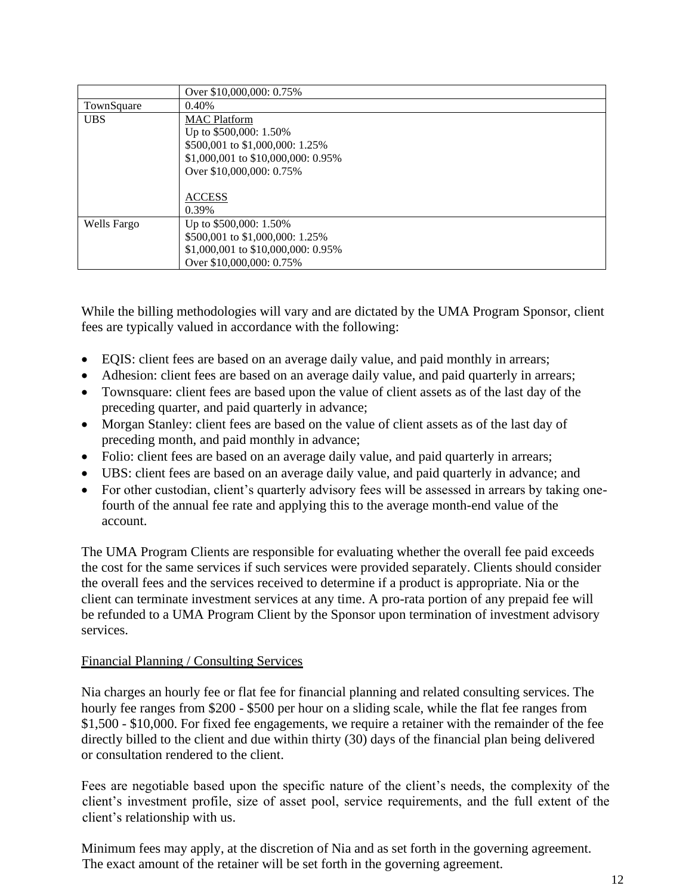| | |
|---|---|
| | Over $10,000,000: 0.75% |
| TownSquare | 0.40% |
| UBS | MAC Platform<br>Up to $500,000: 1.50%<br>$500,001 to $1,000,000: 1.25%<br>$1,000,001 to $10,000,000: 0.95%<br>Over $10,000,000: 0.75%<br><br>ACCESS<br>0.39% |
| Wells Fargo | Up to $500,000: 1.50%<br>$500,001 to $1,000,000: 1.25%<br>$1,000,001 to $10,000,000: 0.95%<br>Over $10,000,000: 0.75% |

While the billing methodologies will vary and are dictated by the UMA Program Sponsor, client fees are typically valued in accordance with the following:

- EQIS: client fees are based on an average daily value, and paid monthly in arrears;
- Adhesion: client fees are based on an average daily value, and paid quarterly in arrears;
- Townsquare: client fees are based upon the value of client assets as of the last day of the preceding quarter, and paid quarterly in advance;
- Morgan Stanley: client fees are based on the value of client assets as of the last day of preceding month, and paid monthly in advance;
- Folio: client fees are based on an average daily value, and paid quarterly in arrears;
- UBS: client fees are based on an average daily value, and paid quarterly in advance; and
- For other custodian, client's quarterly advisory fees will be assessed in arrears by taking one-fourth of the annual fee rate and applying this to the average month-end value of the account.

The UMA Program Clients are responsible for evaluating whether the overall fee paid exceeds the cost for the same services if such services were provided separately. Clients should consider the overall fees and the services received to determine if a product is appropriate. Nia or the client can terminate investment services at any time. A pro-rata portion of any prepaid fee will be refunded to a UMA Program Client by the Sponsor upon termination of investment advisory services.

Financial Planning / Consulting Services

Nia charges an hourly fee or flat fee for financial planning and related consulting services. The hourly fee ranges from $200 - $500 per hour on a sliding scale, while the flat fee ranges from $1,500 - $10,000. For fixed fee engagements, we require a retainer with the remainder of the fee directly billed to the client and due within thirty (30) days of the financial plan being delivered or consultation rendered to the client.

Fees are negotiable based upon the specific nature of the client's needs, the complexity of the client's investment profile, size of asset pool, service requirements, and the full extent of the client's relationship with us.

Minimum fees may apply, at the discretion of Nia and as set forth in the governing agreement. The exact amount of the retainer will be set forth in the governing agreement.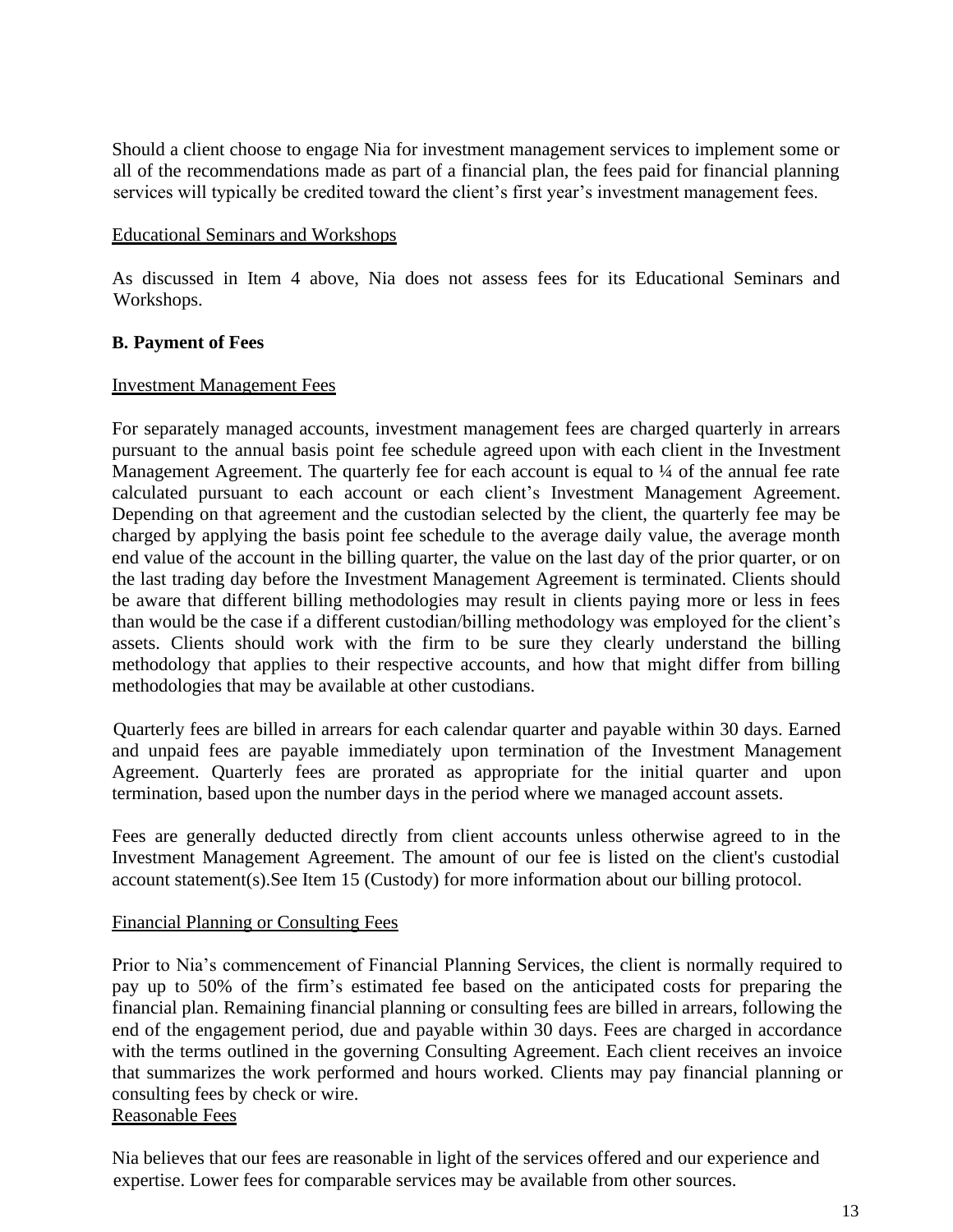Should a client choose to engage Nia for investment management services to implement some or all of the recommendations made as part of a financial plan, the fees paid for financial planning services will typically be credited toward the client's first year's investment management fees.

<u>Educational Seminars and Workshops</u>

As discussed in Item 4 above, Nia does not assess fees for its Educational Seminars and Workshops.

**B. Payment of Fees**

<u>Investment Management Fees</u>

For separately managed accounts, investment management fees are charged quarterly in arrears pursuant to the annual basis point fee schedule agreed upon with each client in the Investment Management Agreement. The quarterly fee for each account is equal to ¼ of the annual fee rate calculated pursuant to each account or each client's Investment Management Agreement. Depending on that agreement and the custodian selected by the client, the quarterly fee may be charged by applying the basis point fee schedule to the average daily value, the average month end value of the account in the billing quarter, the value on the last day of the prior quarter, or on the last trading day before the Investment Management Agreement is terminated. Clients should be aware that different billing methodologies may result in clients paying more or less in fees than would be the case if a different custodian/billing methodology was employed for the client's assets. Clients should work with the firm to be sure they clearly understand the billing methodology that applies to their respective accounts, and how that might differ from billing methodologies that may be available at other custodians.

Quarterly fees are billed in arrears for each calendar quarter and payable within 30 days. Earned and unpaid fees are payable immediately upon termination of the Investment Management Agreement. Quarterly fees are prorated as appropriate for the initial quarter and upon termination, based upon the number days in the period where we managed account assets.

Fees are generally deducted directly from client accounts unless otherwise agreed to in the Investment Management Agreement. The amount of our fee is listed on the client's custodial account statement(s).See Item 15 (Custody) for more information about our billing protocol.

<u>Financial Planning or Consulting Fees</u>

Prior to Nia's commencement of Financial Planning Services, the client is normally required to pay up to 50% of the firm's estimated fee based on the anticipated costs for preparing the financial plan. Remaining financial planning or consulting fees are billed in arrears, following the end of the engagement period, due and payable within 30 days. Fees are charged in accordance with the terms outlined in the governing Consulting Agreement. Each client receives an invoice that summarizes the work performed and hours worked. Clients may pay financial planning or consulting fees by check or wire.

<u>Reasonable Fees</u>

Nia believes that our fees are reasonable in light of the services offered and our experience and expertise. Lower fees for comparable services may be available from other sources.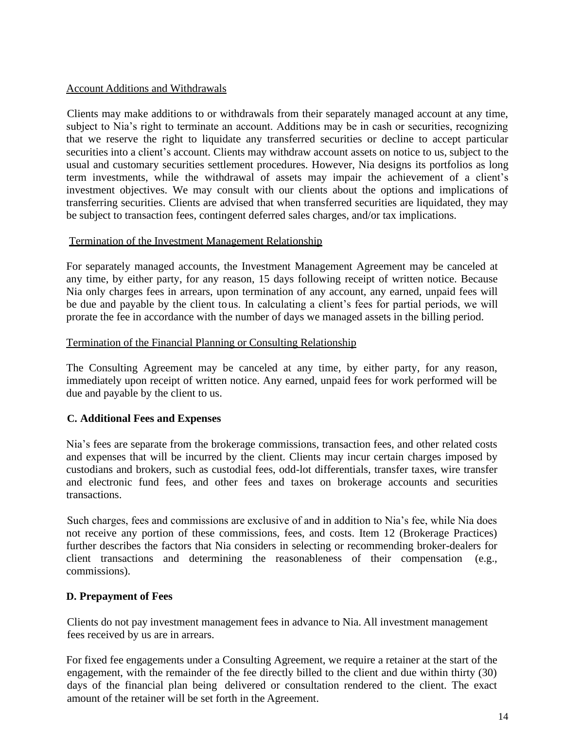Account Additions and Withdrawals

Clients may make additions to or withdrawals from their separately managed account at any time, subject to Nia's right to terminate an account. Additions may be in cash or securities, recognizing that we reserve the right to liquidate any transferred securities or decline to accept particular securities into a client's account. Clients may withdraw account assets on notice to us, subject to the usual and customary securities settlement procedures. However, Nia designs its portfolios as long term investments, while the withdrawal of assets may impair the achievement of a client's investment objectives. We may consult with our clients about the options and implications of transferring securities. Clients are advised that when transferred securities are liquidated, they may be subject to transaction fees, contingent deferred sales charges, and/or tax implications.

Termination of the Investment Management Relationship

For separately managed accounts, the Investment Management Agreement may be canceled at any time, by either party, for any reason, 15 days following receipt of written notice. Because Nia only charges fees in arrears, upon termination of any account, any earned, unpaid fees will be due and payable by the client to us. In calculating a client's fees for partial periods, we will prorate the fee in accordance with the number of days we managed assets in the billing period.

Termination of the Financial Planning or Consulting Relationship

The Consulting Agreement may be canceled at any time, by either party, for any reason, immediately upon receipt of written notice. Any earned, unpaid fees for work performed will be due and payable by the client to us.

**C. Additional Fees and Expenses**

Nia's fees are separate from the brokerage commissions, transaction fees, and other related costs and expenses that will be incurred by the client. Clients may incur certain charges imposed by custodians and brokers, such as custodial fees, odd-lot differentials, transfer taxes, wire transfer and electronic fund fees, and other fees and taxes on brokerage accounts and securities transactions.

Such charges, fees and commissions are exclusive of and in addition to Nia's fee, while Nia does not receive any portion of these commissions, fees, and costs. Item 12 (Brokerage Practices) further describes the factors that Nia considers in selecting or recommending broker-dealers for client transactions and determining the reasonableness of their compensation (e.g., commissions).

**D. Prepayment of Fees**

Clients do not pay investment management fees in advance to Nia. All investment management fees received by us are in arrears.

For fixed fee engagements under a Consulting Agreement, we require a retainer at the start of the engagement, with the remainder of the fee directly billed to the client and due within thirty (30) days of the financial plan being delivered or consultation rendered to the client. The exact amount of the retainer will be set forth in the Agreement.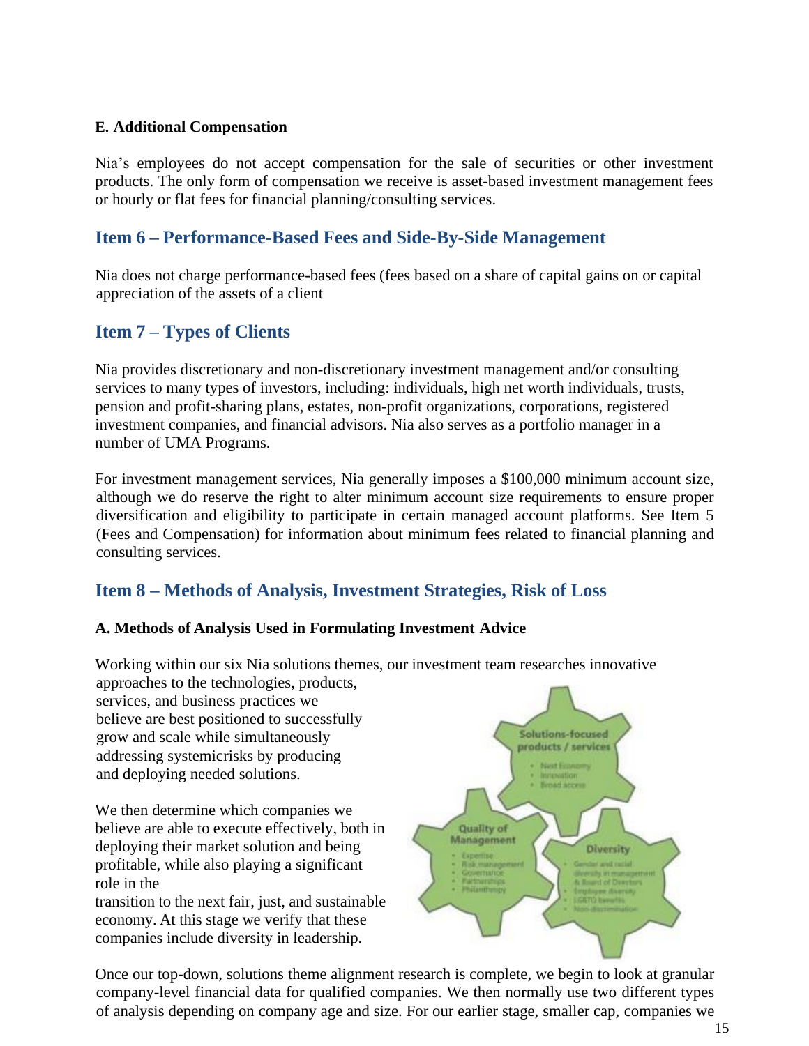### E. Additional Compensation

Nia's employees do not accept compensation for the sale of securities or other investment products. The only form of compensation we receive is asset-based investment management fees or hourly or flat fees for financial planning/consulting services.

## Item 6 – Performance-Based Fees and Side-By-Side Management

Nia does not charge performance-based fees (fees based on a share of capital gains on or capital appreciation of the assets of a client

## Item 7 – Types of Clients

Nia provides discretionary and non-discretionary investment management and/or consulting services to many types of investors, including: individuals, high net worth individuals, trusts, pension and profit-sharing plans, estates, non-profit organizations, corporations, registered investment companies, and financial advisors. Nia also serves as a portfolio manager in a number of UMA Programs.

For investment management services, Nia generally imposes a $100,000 minimum account size, although we do reserve the right to alter minimum account size requirements to ensure proper diversification and eligibility to participate in certain managed account platforms. See Item 5 (Fees and Compensation) for information about minimum fees related to financial planning and consulting services.

## Item 8 – Methods of Analysis, Investment Strategies, Risk of Loss

### A. Methods of Analysis Used in Formulating Investment Advice

Working within our six Nia solutions themes, our investment team researches innovative approaches to the technologies, products, services, and business practices we believe are best positioned to successfully grow and scale while simultaneously addressing systemicrisks by producing and deploying needed solutions.

We then determine which companies we believe are able to execute effectively, both in deploying their market solution and being profitable, while also playing a significant role in the transition to the next fair, just, and sustainable economy. At this stage we verify that these companies include diversity in leadership.

Solutions-focused products / services
- Next Economy
- Innovation
- Broad access

Quality of Management
- Expertise
- Risk management
- Governance
- Partnerships
- Philanthropy

Diversity
- Gender and racial diversity in management & Board of Directors
- Employee diversity
- LGBTQ benefits
- Non-discrimination

Once our top-down, solutions theme alignment research is complete, we begin to look at granular company-level financial data for qualified companies. We then normally use two different types of analysis depending on company age and size. For our earlier stage, smaller cap, companies we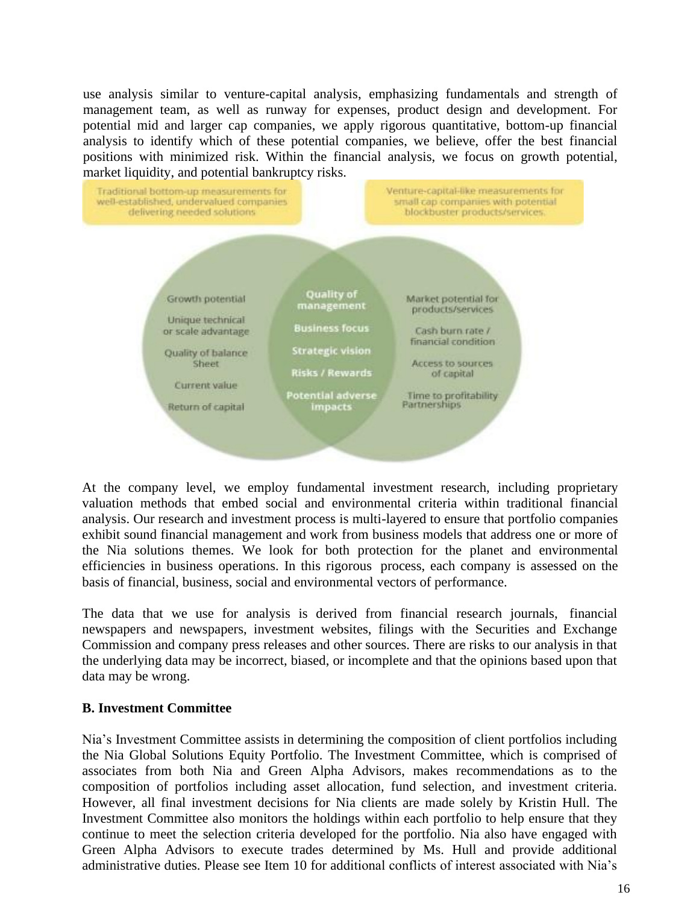use analysis similar to venture-capital analysis, emphasizing fundamentals and strength of management team, as well as runway for expenses, product design and development. For potential mid and larger cap companies, we apply rigorous quantitative, bottom-up financial analysis to identify which of these potential companies, we believe, offer the best financial positions with minimized risk. Within the financial analysis, we focus on growth potential, market liquidity, and potential bankruptcy risks.

Traditional bottom-up measurements for well-established, undervalued companies delivering needed solutions

Venture-capital-like measurements for small cap companies with potential blockbuster products/services.

Growth potential

Unique technical or scale advantage

Quality of balance Sheet

Current value

Return of capital

**Quality of management**

**Business focus**

**Strategic vision**

**Risks / Rewards**

**Potential adverse impacts**

Market potential for products/services

Cash burn rate / financial condition

Access to sources of capital

Time to profitability Partnerships

At the company level, we employ fundamental investment research, including proprietary valuation methods that embed social and environmental criteria within traditional financial analysis. Our research and investment process is multi-layered to ensure that portfolio companies exhibit sound financial management and work from business models that address one or more of the Nia solutions themes. We look for both protection for the planet and environmental efficiencies in business operations. In this rigorous process, each company is assessed on the basis of financial, business, social and environmental vectors of performance.

The data that we use for analysis is derived from financial research journals, financial newspapers and newspapers, investment websites, filings with the Securities and Exchange Commission and company press releases and other sources. There are risks to our analysis in that the underlying data may be incorrect, biased, or incomplete and that the opinions based upon that data may be wrong.

**B. Investment Committee**

Nia's Investment Committee assists in determining the composition of client portfolios including the Nia Global Solutions Equity Portfolio. The Investment Committee, which is comprised of associates from both Nia and Green Alpha Advisors, makes recommendations as to the composition of portfolios including asset allocation, fund selection, and investment criteria. However, all final investment decisions for Nia clients are made solely by Kristin Hull. The Investment Committee also monitors the holdings within each portfolio to help ensure that they continue to meet the selection criteria developed for the portfolio. Nia also have engaged with Green Alpha Advisors to execute trades determined by Ms. Hull and provide additional administrative duties. Please see Item 10 for additional conflicts of interest associated with Nia's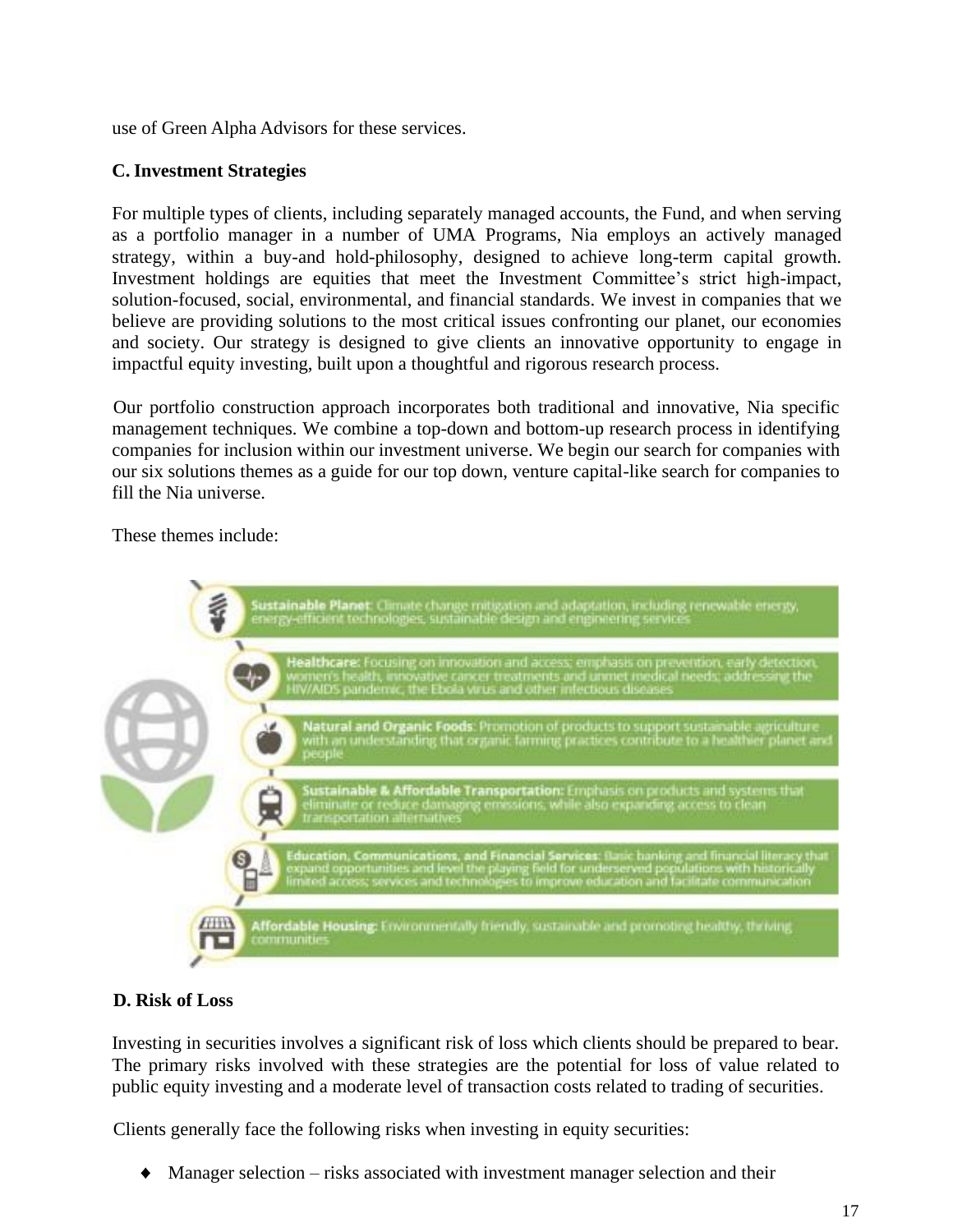use of Green Alpha Advisors for these services.

### C. Investment Strategies

For multiple types of clients, including separately managed accounts, the Fund, and when serving as a portfolio manager in a number of UMA Programs, Nia employs an actively managed strategy, within a buy-and hold-philosophy, designed to achieve long-term capital growth. Investment holdings are equities that meet the Investment Committee's strict high-impact, solution-focused, social, environmental, and financial standards. We invest in companies that we believe are providing solutions to the most critical issues confronting our planet, our economies and society. Our strategy is designed to give clients an innovative opportunity to engage in impactful equity investing, built upon a thoughtful and rigorous research process.

Our portfolio construction approach incorporates both traditional and innovative, Nia specific management techniques. We combine a top-down and bottom-up research process in identifying companies for inclusion within our investment universe. We begin our search for companies with our six solutions themes as a guide for our top down, venture capital-like search for companies to fill the Nia universe.

These themes include:

- **Sustainable Planet**: Climate change mitigation and adaptation, including renewable energy, energy-efficient technologies, sustainable design and engineering services
- **Healthcare**: Focusing on innovation and access; emphasis on prevention, early detection, women's health, innovative cancer treatments and unmet medical needs; addressing the HIV/AIDS pandemic, the Ebola virus and other infectious diseases
- **Natural and Organic Foods**: Promotion of products to support sustainable agriculture with an understanding that organic farming practices contribute to a healthier planet and people
- **Sustainable & Affordable Transportation:** Emphasis on products and systems that eliminate or reduce damaging emissions, while also expanding access to clean transportation alternatives
- **Education, Communications, and Financial Services:** Basic banking and financial literacy that expand opportunities and level the playing field for underserved populations with historically limited access; services and technologies to improve education and facilitate communication
- **Affordable Housing:** Environmentally friendly, sustainable and promoting healthy, thriving communities

### D. Risk of Loss

Investing in securities involves a significant risk of loss which clients should be prepared to bear. The primary risks involved with these strategies are the potential for loss of value related to public equity investing and a moderate level of transaction costs related to trading of securities.

Clients generally face the following risks when investing in equity securities:

- Manager selection – risks associated with investment manager selection and their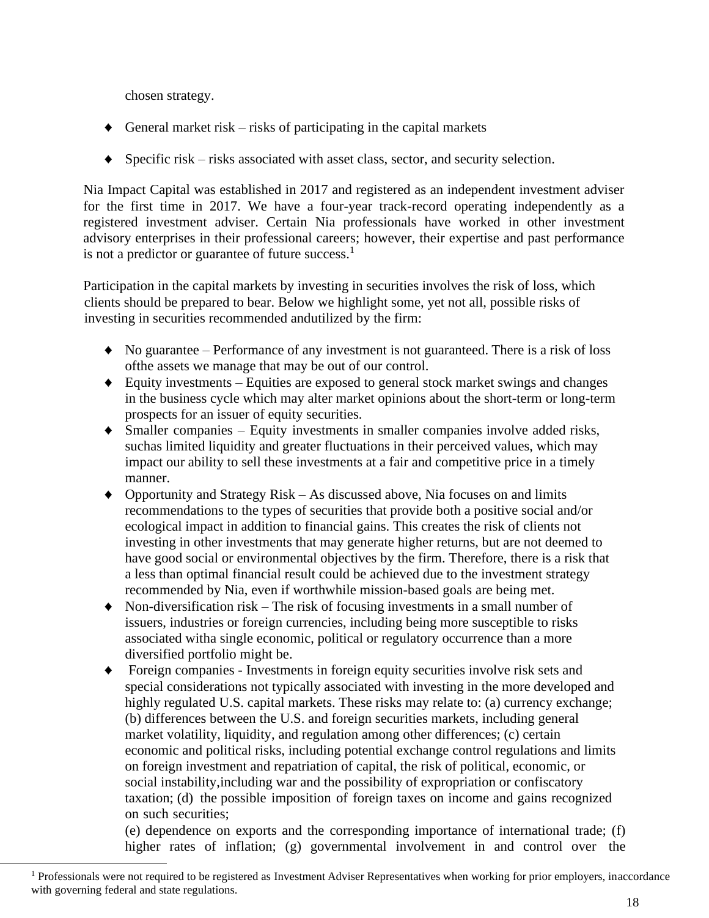chosen strategy.

- General market risk – risks of participating in the capital markets
- Specific risk – risks associated with asset class, sector, and security selection.

Nia Impact Capital was established in 2017 and registered as an independent investment adviser for the first time in 2017. We have a four-year track-record operating independently as a registered investment adviser. Certain Nia professionals have worked in other investment advisory enterprises in their professional careers; however, their expertise and past performance is not a predictor or guarantee of future success.[1]

Participation in the capital markets by investing in securities involves the risk of loss, which clients should be prepared to bear. Below we highlight some, yet not all, possible risks of investing in securities recommended andutilized by the firm:

- No guarantee – Performance of any investment is not guaranteed. There is a risk of loss ofthe assets we manage that may be out of our control.
- Equity investments – Equities are exposed to general stock market swings and changes in the business cycle which may alter market opinions about the short-term or long-term prospects for an issuer of equity securities.
- Smaller companies – Equity investments in smaller companies involve added risks, suchas limited liquidity and greater fluctuations in their perceived values, which may impact our ability to sell these investments at a fair and competitive price in a timely manner.
- Opportunity and Strategy Risk – As discussed above, Nia focuses on and limits recommendations to the types of securities that provide both a positive social and/or ecological impact in addition to financial gains. This creates the risk of clients not investing in other investments that may generate higher returns, but are not deemed to have good social or environmental objectives by the firm. Therefore, there is a risk that a less than optimal financial result could be achieved due to the investment strategy recommended by Nia, even if worthwhile mission-based goals are being met.
- Non-diversification risk – The risk of focusing investments in a small number of issuers, industries or foreign currencies, including being more susceptible to risks associated witha single economic, political or regulatory occurrence than a more diversified portfolio might be.
- Foreign companies - Investments in foreign equity securities involve risk sets and special considerations not typically associated with investing in the more developed and highly regulated U.S. capital markets. These risks may relate to: (a) currency exchange; (b) differences between the U.S. and foreign securities markets, including general market volatility, liquidity, and regulation among other differences; (c) certain economic and political risks, including potential exchange control regulations and limits on foreign investment and repatriation of capital, the risk of political, economic, or social instability,including war and the possibility of expropriation or confiscatory taxation; (d) the possible imposition of foreign taxes on income and gains recognized on such securities;

  (e) dependence on exports and the corresponding importance of international trade; (f) higher rates of inflation; (g) governmental involvement in and control over the

[1] Professionals were not required to be registered as Investment Adviser Representatives when working for prior employers, inaccordance with governing federal and state regulations.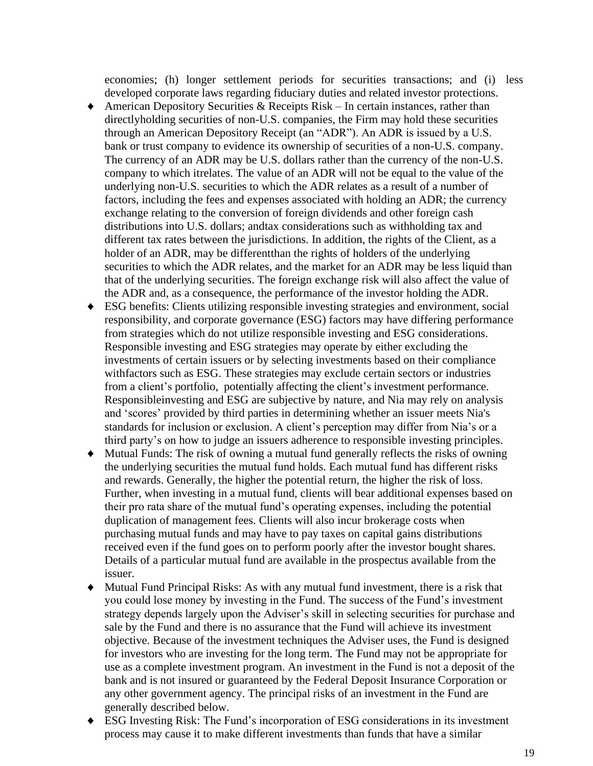economies; (h) longer settlement periods for securities transactions; and (i) less developed corporate laws regarding fiduciary duties and related investor protections.

- American Depository Securities & Receipts Risk – In certain instances, rather than directlyholding securities of non-U.S. companies, the Firm may hold these securities through an American Depository Receipt (an "ADR"). An ADR is issued by a U.S. bank or trust company to evidence its ownership of securities of a non-U.S. company. The currency of an ADR may be U.S. dollars rather than the currency of the non-U.S. company to which itrelates. The value of an ADR will not be equal to the value of the underlying non-U.S. securities to which the ADR relates as a result of a number of factors, including the fees and expenses associated with holding an ADR; the currency exchange relating to the conversion of foreign dividends and other foreign cash distributions into U.S. dollars; andtax considerations such as withholding tax and different tax rates between the jurisdictions. In addition, the rights of the Client, as a holder of an ADR, may be differentthan the rights of holders of the underlying securities to which the ADR relates, and the market for an ADR may be less liquid than that of the underlying securities. The foreign exchange risk will also affect the value of the ADR and, as a consequence, the performance of the investor holding the ADR.
- ESG benefits: Clients utilizing responsible investing strategies and environment, social responsibility, and corporate governance (ESG) factors may have differing performance from strategies which do not utilize responsible investing and ESG considerations. Responsible investing and ESG strategies may operate by either excluding the investments of certain issuers or by selecting investments based on their compliance withfactors such as ESG. These strategies may exclude certain sectors or industries from a client's portfolio, potentially affecting the client's investment performance. Responsibleinvesting and ESG are subjective by nature, and Nia may rely on analysis and 'scores' provided by third parties in determining whether an issuer meets Nia's standards for inclusion or exclusion. A client's perception may differ from Nia's or a third party's on how to judge an issuers adherence to responsible investing principles.
- Mutual Funds: The risk of owning a mutual fund generally reflects the risks of owning the underlying securities the mutual fund holds. Each mutual fund has different risks and rewards. Generally, the higher the potential return, the higher the risk of loss. Further, when investing in a mutual fund, clients will bear additional expenses based on their pro rata share of the mutual fund's operating expenses, including the potential duplication of management fees. Clients will also incur brokerage costs when purchasing mutual funds and may have to pay taxes on capital gains distributions received even if the fund goes on to perform poorly after the investor bought shares. Details of a particular mutual fund are available in the prospectus available from the issuer.
- Mutual Fund Principal Risks: As with any mutual fund investment, there is a risk that you could lose money by investing in the Fund. The success of the Fund's investment strategy depends largely upon the Adviser's skill in selecting securities for purchase and sale by the Fund and there is no assurance that the Fund will achieve its investment objective. Because of the investment techniques the Adviser uses, the Fund is designed for investors who are investing for the long term. The Fund may not be appropriate for use as a complete investment program. An investment in the Fund is not a deposit of the bank and is not insured or guaranteed by the Federal Deposit Insurance Corporation or any other government agency. The principal risks of an investment in the Fund are generally described below.
- ESG Investing Risk: The Fund's incorporation of ESG considerations in its investment process may cause it to make different investments than funds that have a similar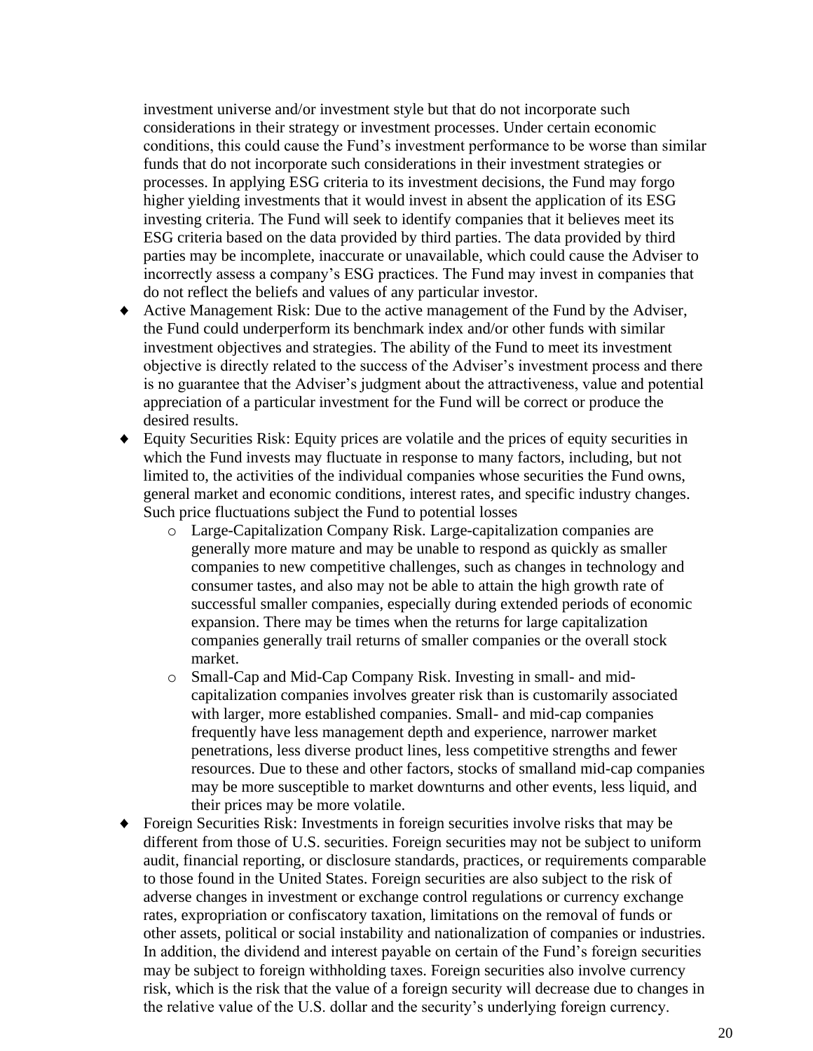investment universe and/or investment style but that do not incorporate such considerations in their strategy or investment processes. Under certain economic conditions, this could cause the Fund's investment performance to be worse than similar funds that do not incorporate such considerations in their investment strategies or processes. In applying ESG criteria to its investment decisions, the Fund may forgo higher yielding investments that it would invest in absent the application of its ESG investing criteria. The Fund will seek to identify companies that it believes meet its ESG criteria based on the data provided by third parties. The data provided by third parties may be incomplete, inaccurate or unavailable, which could cause the Adviser to incorrectly assess a company's ESG practices. The Fund may invest in companies that do not reflect the beliefs and values of any particular investor.

- Active Management Risk: Due to the active management of the Fund by the Adviser, the Fund could underperform its benchmark index and/or other funds with similar investment objectives and strategies. The ability of the Fund to meet its investment objective is directly related to the success of the Adviser's investment process and there is no guarantee that the Adviser's judgment about the attractiveness, value and potential appreciation of a particular investment for the Fund will be correct or produce the desired results.
- Equity Securities Risk: Equity prices are volatile and the prices of equity securities in which the Fund invests may fluctuate in response to many factors, including, but not limited to, the activities of the individual companies whose securities the Fund owns, general market and economic conditions, interest rates, and specific industry changes. Such price fluctuations subject the Fund to potential losses
  - Large-Capitalization Company Risk. Large-capitalization companies are generally more mature and may be unable to respond as quickly as smaller companies to new competitive challenges, such as changes in technology and consumer tastes, and also may not be able to attain the high growth rate of successful smaller companies, especially during extended periods of economic expansion. There may be times when the returns for large capitalization companies generally trail returns of smaller companies or the overall stock market.
  - Small-Cap and Mid-Cap Company Risk. Investing in small- and mid-capitalization companies involves greater risk than is customarily associated with larger, more established companies. Small- and mid-cap companies frequently have less management depth and experience, narrower market penetrations, less diverse product lines, less competitive strengths and fewer resources. Due to these and other factors, stocks of smalland mid-cap companies may be more susceptible to market downturns and other events, less liquid, and their prices may be more volatile.
- Foreign Securities Risk: Investments in foreign securities involve risks that may be different from those of U.S. securities. Foreign securities may not be subject to uniform audit, financial reporting, or disclosure standards, practices, or requirements comparable to those found in the United States. Foreign securities are also subject to the risk of adverse changes in investment or exchange control regulations or currency exchange rates, expropriation or confiscatory taxation, limitations on the removal of funds or other assets, political or social instability and nationalization of companies or industries. In addition, the dividend and interest payable on certain of the Fund's foreign securities may be subject to foreign withholding taxes. Foreign securities also involve currency risk, which is the risk that the value of a foreign security will decrease due to changes in the relative value of the U.S. dollar and the security's underlying foreign currency.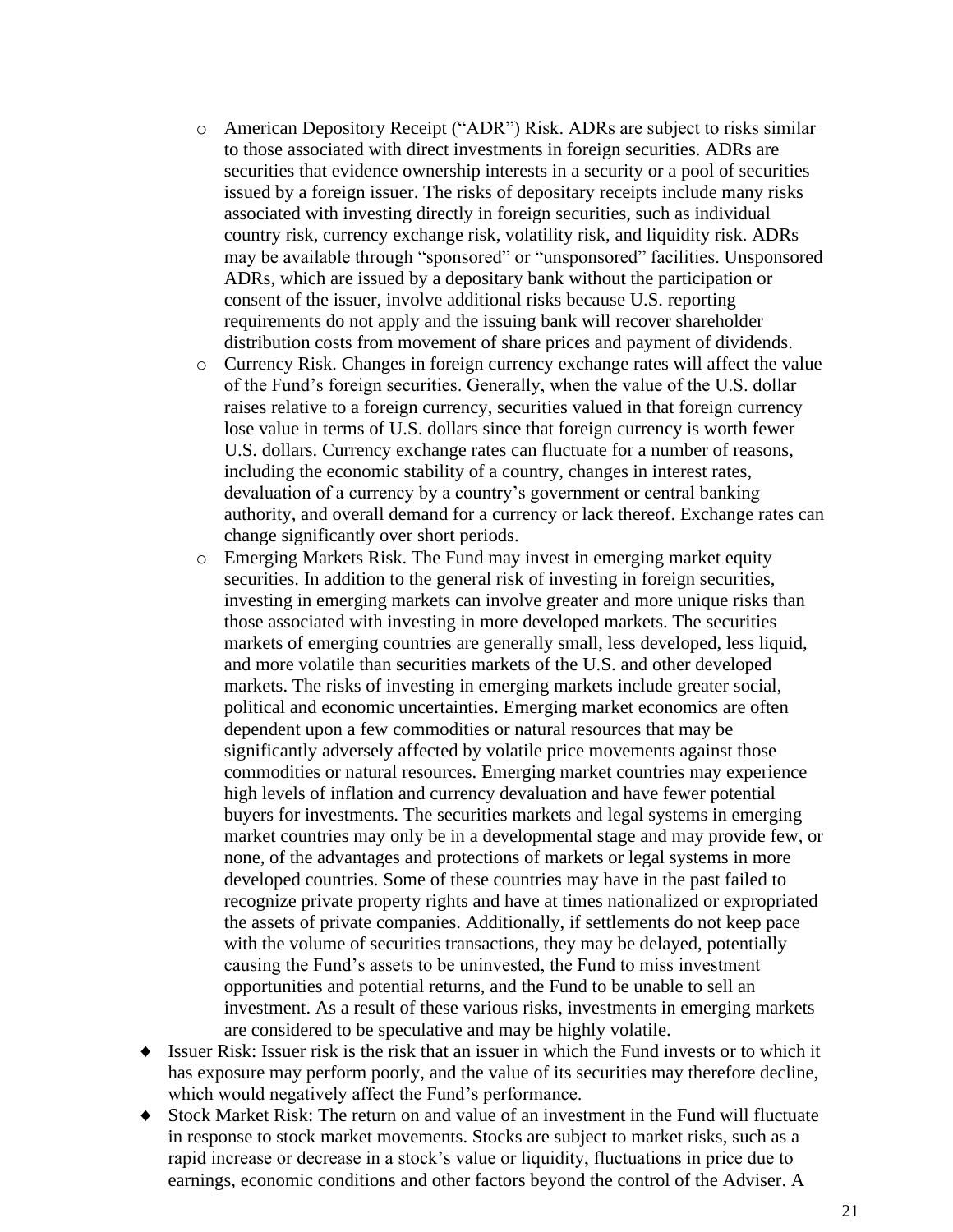- American Depository Receipt ("ADR") Risk. ADRs are subject to risks similar to those associated with direct investments in foreign securities. ADRs are securities that evidence ownership interests in a security or a pool of securities issued by a foreign issuer. The risks of depositary receipts include many risks associated with investing directly in foreign securities, such as individual country risk, currency exchange risk, volatility risk, and liquidity risk. ADRs may be available through "sponsored" or "unsponsored" facilities. Unsponsored ADRs, which are issued by a depositary bank without the participation or consent of the issuer, involve additional risks because U.S. reporting requirements do not apply and the issuing bank will recover shareholder distribution costs from movement of share prices and payment of dividends.
  - Currency Risk. Changes in foreign currency exchange rates will affect the value of the Fund's foreign securities. Generally, when the value of the U.S. dollar raises relative to a foreign currency, securities valued in that foreign currency lose value in terms of U.S. dollars since that foreign currency is worth fewer U.S. dollars. Currency exchange rates can fluctuate for a number of reasons, including the economic stability of a country, changes in interest rates, devaluation of a currency by a country's government or central banking authority, and overall demand for a currency or lack thereof. Exchange rates can change significantly over short periods.
  - Emerging Markets Risk. The Fund may invest in emerging market equity securities. In addition to the general risk of investing in foreign securities, investing in emerging markets can involve greater and more unique risks than those associated with investing in more developed markets. The securities markets of emerging countries are generally small, less developed, less liquid, and more volatile than securities markets of the U.S. and other developed markets. The risks of investing in emerging markets include greater social, political and economic uncertainties. Emerging market economics are often dependent upon a few commodities or natural resources that may be significantly adversely affected by volatile price movements against those commodities or natural resources. Emerging market countries may experience high levels of inflation and currency devaluation and have fewer potential buyers for investments. The securities markets and legal systems in emerging market countries may only be in a developmental stage and may provide few, or none, of the advantages and protections of markets or legal systems in more developed countries. Some of these countries may have in the past failed to recognize private property rights and have at times nationalized or expropriated the assets of private companies. Additionally, if settlements do not keep pace with the volume of securities transactions, they may be delayed, potentially causing the Fund's assets to be uninvested, the Fund to miss investment opportunities and potential returns, and the Fund to be unable to sell an investment. As a result of these various risks, investments in emerging markets are considered to be speculative and may be highly volatile.
- Issuer Risk: Issuer risk is the risk that an issuer in which the Fund invests or to which it has exposure may perform poorly, and the value of its securities may therefore decline, which would negatively affect the Fund's performance.
- Stock Market Risk: The return on and value of an investment in the Fund will fluctuate in response to stock market movements. Stocks are subject to market risks, such as a rapid increase or decrease in a stock's value or liquidity, fluctuations in price due to earnings, economic conditions and other factors beyond the control of the Adviser. A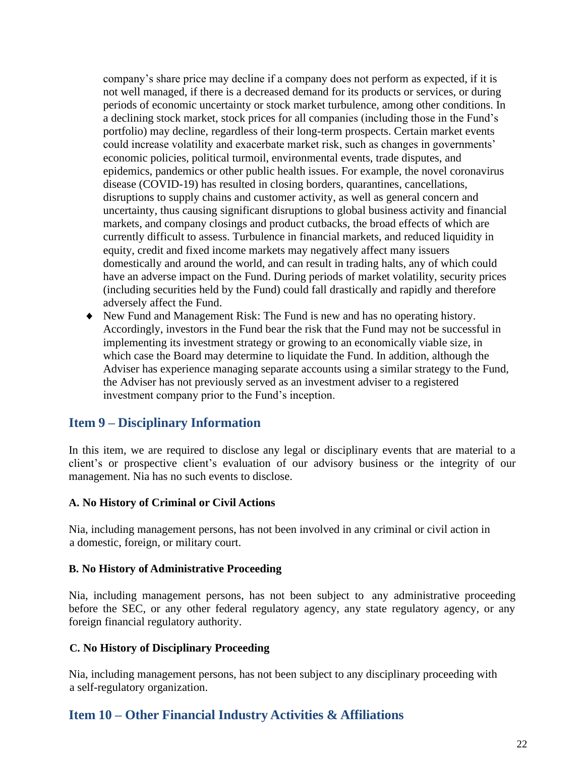company's share price may decline if a company does not perform as expected, if it is not well managed, if there is a decreased demand for its products or services, or during periods of economic uncertainty or stock market turbulence, among other conditions. In a declining stock market, stock prices for all companies (including those in the Fund's portfolio) may decline, regardless of their long-term prospects. Certain market events could increase volatility and exacerbate market risk, such as changes in governments' economic policies, political turmoil, environmental events, trade disputes, and epidemics, pandemics or other public health issues. For example, the novel coronavirus disease (COVID-19) has resulted in closing borders, quarantines, cancellations, disruptions to supply chains and customer activity, as well as general concern and uncertainty, thus causing significant disruptions to global business activity and financial markets, and company closings and product cutbacks, the broad effects of which are currently difficult to assess. Turbulence in financial markets, and reduced liquidity in equity, credit and fixed income markets may negatively affect many issuers domestically and around the world, and can result in trading halts, any of which could have an adverse impact on the Fund. During periods of market volatility, security prices (including securities held by the Fund) could fall drastically and rapidly and therefore adversely affect the Fund.

- New Fund and Management Risk: The Fund is new and has no operating history. Accordingly, investors in the Fund bear the risk that the Fund may not be successful in implementing its investment strategy or growing to an economically viable size, in which case the Board may determine to liquidate the Fund. In addition, although the Adviser has experience managing separate accounts using a similar strategy to the Fund, the Adviser has not previously served as an investment adviser to a registered investment company prior to the Fund's inception.

## Item 9 – Disciplinary Information

In this item, we are required to disclose any legal or disciplinary events that are material to a client's or prospective client's evaluation of our advisory business or the integrity of our management. Nia has no such events to disclose.

**A. No History of Criminal or Civil Actions**

Nia, including management persons, has not been involved in any criminal or civil action in a domestic, foreign, or military court.

**B. No History of Administrative Proceeding**

Nia, including management persons, has not been subject to any administrative proceeding before the SEC, or any other federal regulatory agency, any state regulatory agency, or any foreign financial regulatory authority.

**C. No History of Disciplinary Proceeding**

Nia, including management persons, has not been subject to any disciplinary proceeding with a self-regulatory organization.

## Item 10 – Other Financial Industry Activities & Affiliations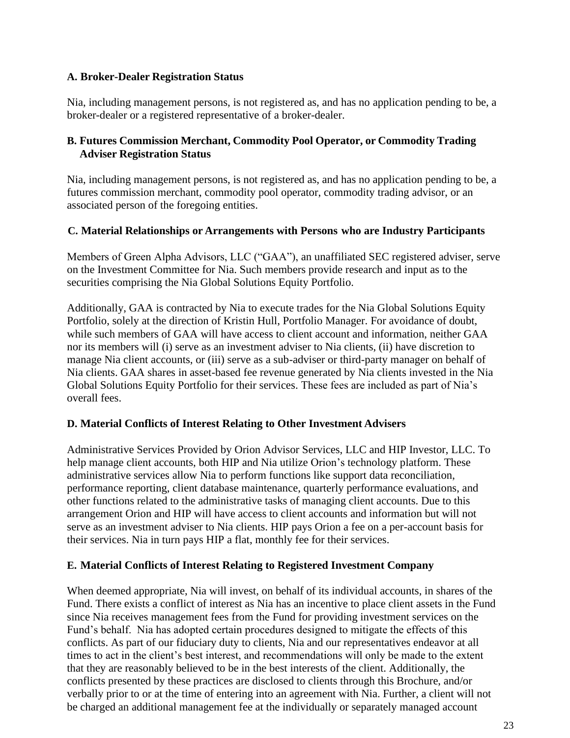**A. Broker-Dealer Registration Status**

Nia, including management persons, is not registered as, and has no application pending to be, a broker-dealer or a registered representative of a broker-dealer.

**B. Futures Commission Merchant, Commodity Pool Operator, or Commodity Trading Adviser Registration Status**

Nia, including management persons, is not registered as, and has no application pending to be, a futures commission merchant, commodity pool operator, commodity trading advisor, or an associated person of the foregoing entities.

**C. Material Relationships or Arrangements with Persons who are Industry Participants**

Members of Green Alpha Advisors, LLC ("GAA"), an unaffiliated SEC registered adviser, serve on the Investment Committee for Nia. Such members provide research and input as to the securities comprising the Nia Global Solutions Equity Portfolio.

Additionally, GAA is contracted by Nia to execute trades for the Nia Global Solutions Equity Portfolio, solely at the direction of Kristin Hull, Portfolio Manager. For avoidance of doubt, while such members of GAA will have access to client account and information, neither GAA nor its members will (i) serve as an investment adviser to Nia clients, (ii) have discretion to manage Nia client accounts, or (iii) serve as a sub-adviser or third-party manager on behalf of Nia clients. GAA shares in asset-based fee revenue generated by Nia clients invested in the Nia Global Solutions Equity Portfolio for their services. These fees are included as part of Nia's overall fees.

**D. Material Conflicts of Interest Relating to Other Investment Advisers**

Administrative Services Provided by Orion Advisor Services, LLC and HIP Investor, LLC. To help manage client accounts, both HIP and Nia utilize Orion's technology platform. These administrative services allow Nia to perform functions like support data reconciliation, performance reporting, client database maintenance, quarterly performance evaluations, and other functions related to the administrative tasks of managing client accounts. Due to this arrangement Orion and HIP will have access to client accounts and information but will not serve as an investment adviser to Nia clients. HIP pays Orion a fee on a per-account basis for their services. Nia in turn pays HIP a flat, monthly fee for their services.

**E. Material Conflicts of Interest Relating to Registered Investment Company**

When deemed appropriate, Nia will invest, on behalf of its individual accounts, in shares of the Fund. There exists a conflict of interest as Nia has an incentive to place client assets in the Fund since Nia receives management fees from the Fund for providing investment services on the Fund's behalf. Nia has adopted certain procedures designed to mitigate the effects of this conflicts. As part of our fiduciary duty to clients, Nia and our representatives endeavor at all times to act in the client's best interest, and recommendations will only be made to the extent that they are reasonably believed to be in the best interests of the client. Additionally, the conflicts presented by these practices are disclosed to clients through this Brochure, and/or verbally prior to or at the time of entering into an agreement with Nia. Further, a client will not be charged an additional management fee at the individually or separately managed account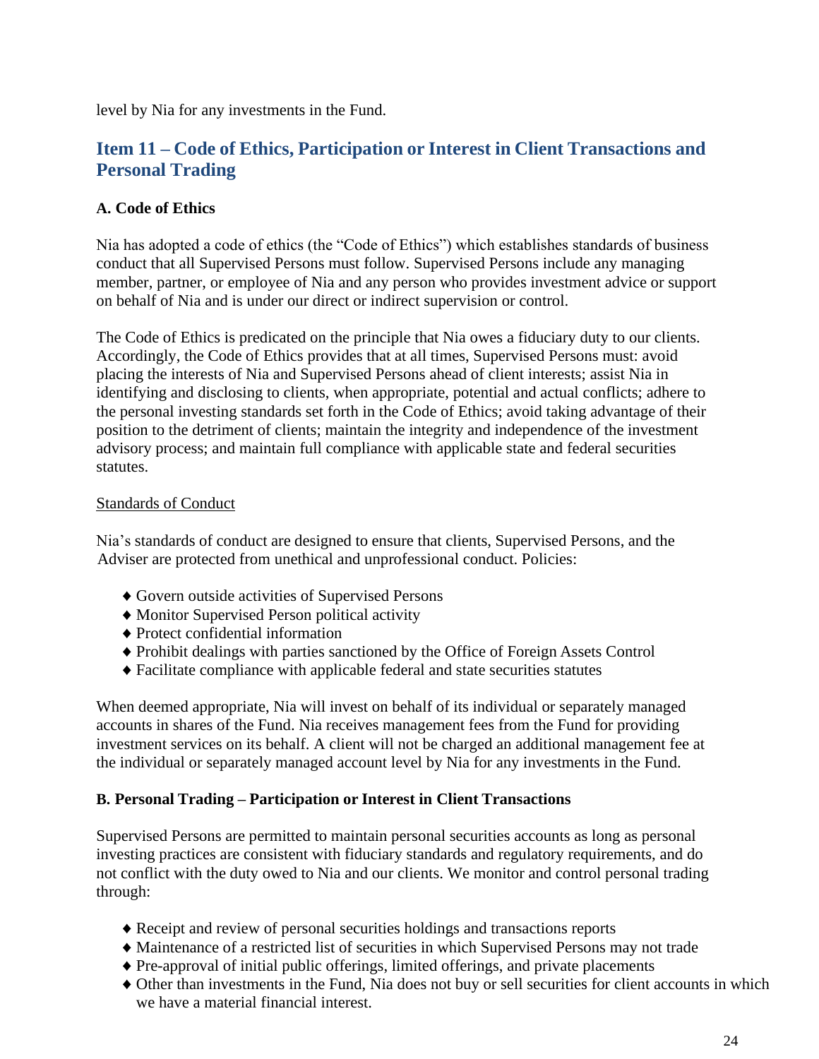level by Nia for any investments in the Fund.

## Item 11 – Code of Ethics, Participation or Interest in Client Transactions and Personal Trading

### A. Code of Ethics

Nia has adopted a code of ethics (the "Code of Ethics") which establishes standards of business conduct that all Supervised Persons must follow. Supervised Persons include any managing member, partner, or employee of Nia and any person who provides investment advice or support on behalf of Nia and is under our direct or indirect supervision or control.

The Code of Ethics is predicated on the principle that Nia owes a fiduciary duty to our clients. Accordingly, the Code of Ethics provides that at all times, Supervised Persons must: avoid placing the interests of Nia and Supervised Persons ahead of client interests; assist Nia in identifying and disclosing to clients, when appropriate, potential and actual conflicts; adhere to the personal investing standards set forth in the Code of Ethics; avoid taking advantage of their position to the detriment of clients; maintain the integrity and independence of the investment advisory process; and maintain full compliance with applicable state and federal securities statutes.

Standards of Conduct

Nia's standards of conduct are designed to ensure that clients, Supervised Persons, and the Adviser are protected from unethical and unprofessional conduct. Policies:

- Govern outside activities of Supervised Persons
- Monitor Supervised Person political activity
- Protect confidential information
- Prohibit dealings with parties sanctioned by the Office of Foreign Assets Control
- Facilitate compliance with applicable federal and state securities statutes

When deemed appropriate, Nia will invest on behalf of its individual or separately managed accounts in shares of the Fund. Nia receives management fees from the Fund for providing investment services on its behalf. A client will not be charged an additional management fee at the individual or separately managed account level by Nia for any investments in the Fund.

### B. Personal Trading – Participation or Interest in Client Transactions

Supervised Persons are permitted to maintain personal securities accounts as long as personal investing practices are consistent with fiduciary standards and regulatory requirements, and do not conflict with the duty owed to Nia and our clients. We monitor and control personal trading through:

- Receipt and review of personal securities holdings and transactions reports
- Maintenance of a restricted list of securities in which Supervised Persons may not trade
- Pre-approval of initial public offerings, limited offerings, and private placements
- Other than investments in the Fund, Nia does not buy or sell securities for client accounts in which we have a material financial interest.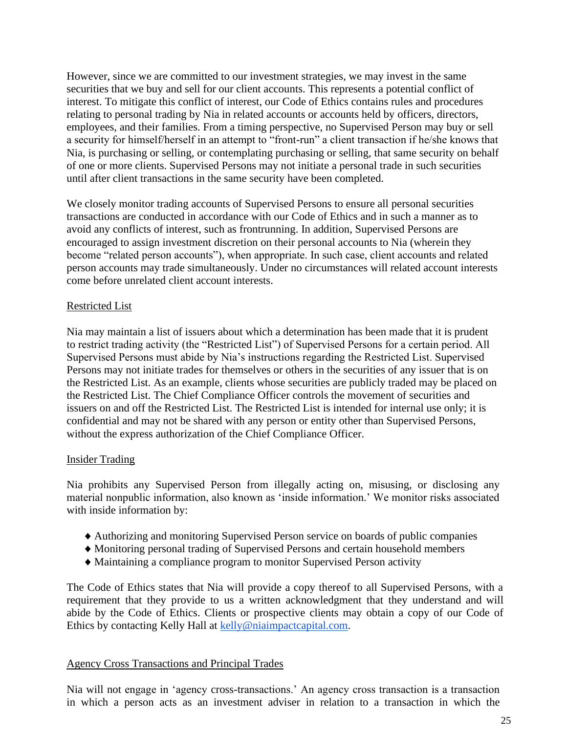However, since we are committed to our investment strategies, we may invest in the same securities that we buy and sell for our client accounts. This represents a potential conflict of interest. To mitigate this conflict of interest, our Code of Ethics contains rules and procedures relating to personal trading by Nia in related accounts or accounts held by officers, directors, employees, and their families. From a timing perspective, no Supervised Person may buy or sell a security for himself/herself in an attempt to "front-run" a client transaction if he/she knows that Nia, is purchasing or selling, or contemplating purchasing or selling, that same security on behalf of one or more clients. Supervised Persons may not initiate a personal trade in such securities until after client transactions in the same security have been completed.

We closely monitor trading accounts of Supervised Persons to ensure all personal securities transactions are conducted in accordance with our Code of Ethics and in such a manner as to avoid any conflicts of interest, such as frontrunning. In addition, Supervised Persons are encouraged to assign investment discretion on their personal accounts to Nia (wherein they become "related person accounts"), when appropriate. In such case, client accounts and related person accounts may trade simultaneously. Under no circumstances will related account interests come before unrelated client account interests.

## Restricted List

Nia may maintain a list of issuers about which a determination has been made that it is prudent to restrict trading activity (the "Restricted List") of Supervised Persons for a certain period. All Supervised Persons must abide by Nia's instructions regarding the Restricted List. Supervised Persons may not initiate trades for themselves or others in the securities of any issuer that is on the Restricted List. As an example, clients whose securities are publicly traded may be placed on the Restricted List. The Chief Compliance Officer controls the movement of securities and issuers on and off the Restricted List. The Restricted List is intended for internal use only; it is confidential and may not be shared with any person or entity other than Supervised Persons, without the express authorization of the Chief Compliance Officer.

## Insider Trading

Nia prohibits any Supervised Person from illegally acting on, misusing, or disclosing any material nonpublic information, also known as 'inside information.' We monitor risks associated with inside information by:

- Authorizing and monitoring Supervised Person service on boards of public companies
- Monitoring personal trading of Supervised Persons and certain household members
- Maintaining a compliance program to monitor Supervised Person activity

The Code of Ethics states that Nia will provide a copy thereof to all Supervised Persons, with a requirement that they provide to us a written acknowledgment that they understand and will abide by the Code of Ethics. Clients or prospective clients may obtain a copy of our Code of Ethics by contacting Kelly Hall at kelly@niaimpactcapital.com.

## Agency Cross Transactions and Principal Trades

Nia will not engage in 'agency cross-transactions.' An agency cross transaction is a transaction in which a person acts as an investment adviser in relation to a transaction in which the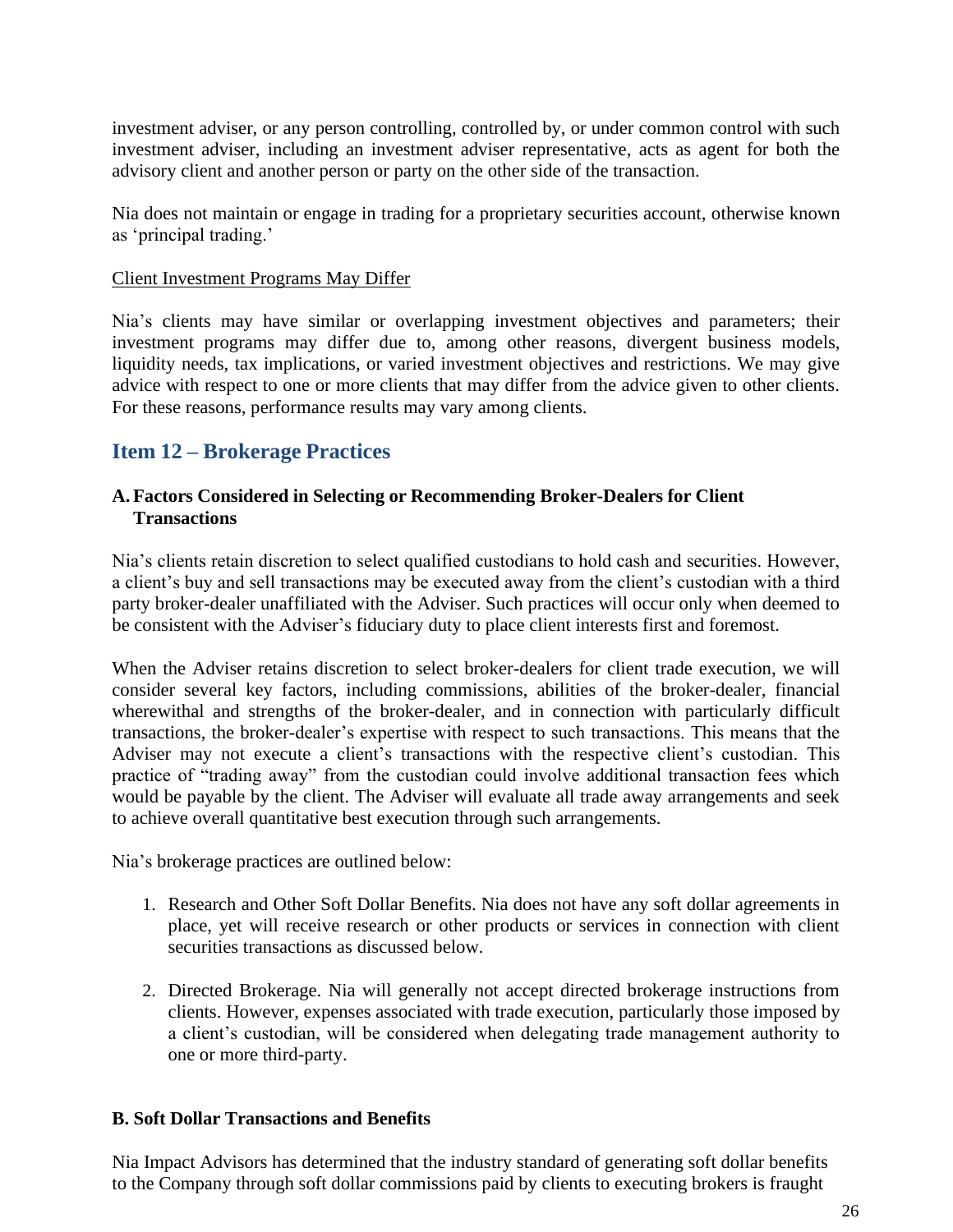investment adviser, or any person controlling, controlled by, or under common control with such investment adviser, including an investment adviser representative, acts as agent for both the advisory client and another person or party on the other side of the transaction.

Nia does not maintain or engage in trading for a proprietary securities account, otherwise known as 'principal trading.'

<u>Client Investment Programs May Differ</u>

Nia's clients may have similar or overlapping investment objectives and parameters; their investment programs may differ due to, among other reasons, divergent business models, liquidity needs, tax implications, or varied investment objectives and restrictions. We may give advice with respect to one or more clients that may differ from the advice given to other clients. For these reasons, performance results may vary among clients.

## Item 12 – Brokerage Practices

### A. Factors Considered in Selecting or Recommending Broker-Dealers for Client Transactions

Nia's clients retain discretion to select qualified custodians to hold cash and securities. However, a client's buy and sell transactions may be executed away from the client's custodian with a third party broker-dealer unaffiliated with the Adviser. Such practices will occur only when deemed to be consistent with the Adviser's fiduciary duty to place client interests first and foremost.

When the Adviser retains discretion to select broker-dealers for client trade execution, we will consider several key factors, including commissions, abilities of the broker-dealer, financial wherewithal and strengths of the broker-dealer, and in connection with particularly difficult transactions, the broker-dealer's expertise with respect to such transactions. This means that the Adviser may not execute a client's transactions with the respective client's custodian. This practice of "trading away" from the custodian could involve additional transaction fees which would be payable by the client. The Adviser will evaluate all trade away arrangements and seek to achieve overall quantitative best execution through such arrangements.

Nia's brokerage practices are outlined below:

1. Research and Other Soft Dollar Benefits. Nia does not have any soft dollar agreements in place, yet will receive research or other products or services in connection with client securities transactions as discussed below.

2. Directed Brokerage. Nia will generally not accept directed brokerage instructions from clients. However, expenses associated with trade execution, particularly those imposed by a client's custodian, will be considered when delegating trade management authority to one or more third-party.

### B. Soft Dollar Transactions and Benefits

Nia Impact Advisors has determined that the industry standard of generating soft dollar benefits to the Company through soft dollar commissions paid by clients to executing brokers is fraught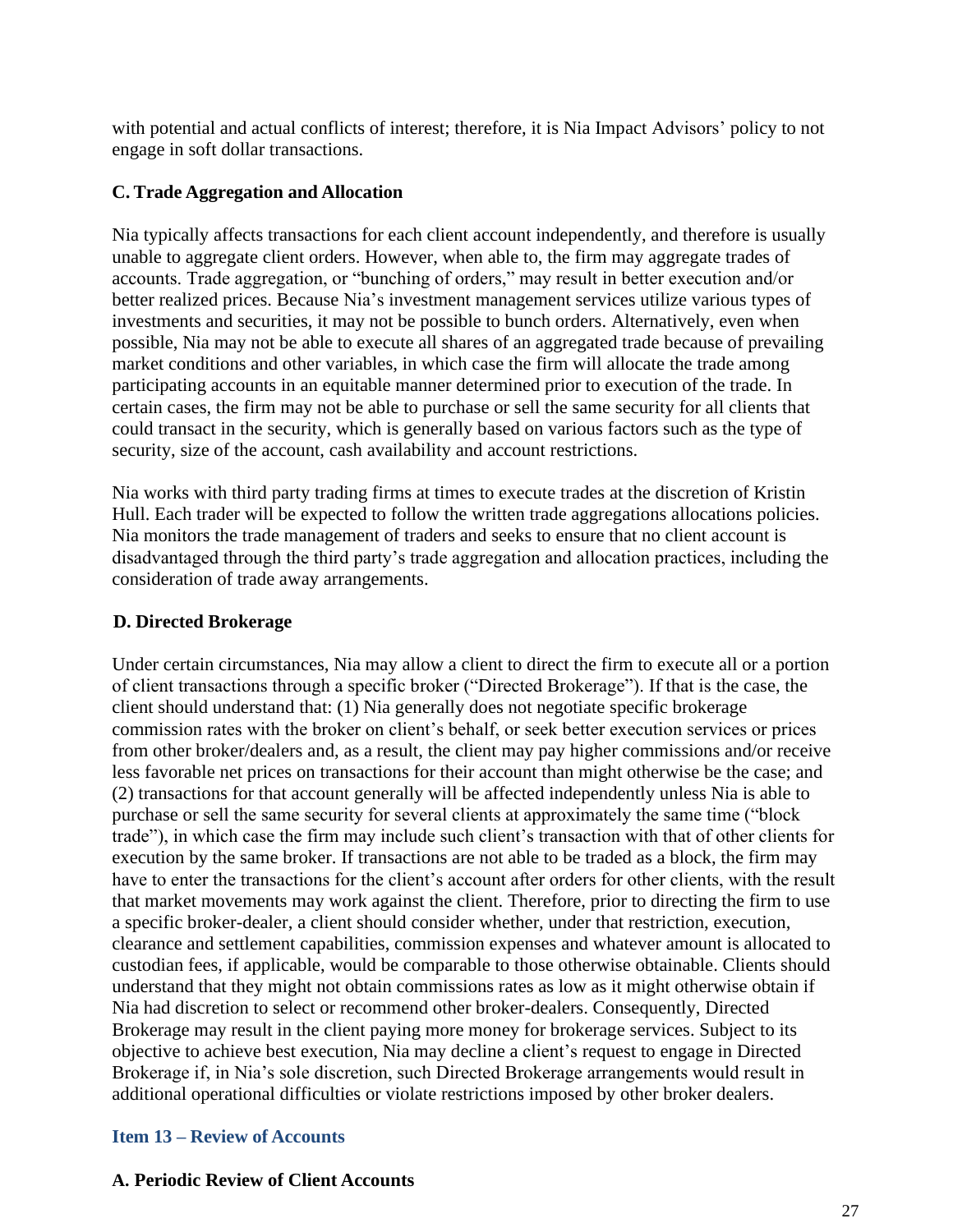with potential and actual conflicts of interest; therefore, it is Nia Impact Advisors' policy to not engage in soft dollar transactions.

### C. Trade Aggregation and Allocation

Nia typically affects transactions for each client account independently, and therefore is usually unable to aggregate client orders. However, when able to, the firm may aggregate trades of accounts. Trade aggregation, or "bunching of orders," may result in better execution and/or better realized prices. Because Nia's investment management services utilize various types of investments and securities, it may not be possible to bunch orders. Alternatively, even when possible, Nia may not be able to execute all shares of an aggregated trade because of prevailing market conditions and other variables, in which case the firm will allocate the trade among participating accounts in an equitable manner determined prior to execution of the trade. In certain cases, the firm may not be able to purchase or sell the same security for all clients that could transact in the security, which is generally based on various factors such as the type of security, size of the account, cash availability and account restrictions.

Nia works with third party trading firms at times to execute trades at the discretion of Kristin Hull. Each trader will be expected to follow the written trade aggregations allocations policies. Nia monitors the trade management of traders and seeks to ensure that no client account is disadvantaged through the third party's trade aggregation and allocation practices, including the consideration of trade away arrangements.

### D. Directed Brokerage

Under certain circumstances, Nia may allow a client to direct the firm to execute all or a portion of client transactions through a specific broker ("Directed Brokerage"). If that is the case, the client should understand that: (1) Nia generally does not negotiate specific brokerage commission rates with the broker on client's behalf, or seek better execution services or prices from other broker/dealers and, as a result, the client may pay higher commissions and/or receive less favorable net prices on transactions for their account than might otherwise be the case; and (2) transactions for that account generally will be affected independently unless Nia is able to purchase or sell the same security for several clients at approximately the same time ("block trade"), in which case the firm may include such client's transaction with that of other clients for execution by the same broker. If transactions are not able to be traded as a block, the firm may have to enter the transactions for the client's account after orders for other clients, with the result that market movements may work against the client. Therefore, prior to directing the firm to use a specific broker-dealer, a client should consider whether, under that restriction, execution, clearance and settlement capabilities, commission expenses and whatever amount is allocated to custodian fees, if applicable, would be comparable to those otherwise obtainable. Clients should understand that they might not obtain commissions rates as low as it might otherwise obtain if Nia had discretion to select or recommend other broker-dealers. Consequently, Directed Brokerage may result in the client paying more money for brokerage services. Subject to its objective to achieve best execution, Nia may decline a client's request to engage in Directed Brokerage if, in Nia's sole discretion, such Directed Brokerage arrangements would result in additional operational difficulties or violate restrictions imposed by other broker dealers.

## Item 13 – Review of Accounts

### A. Periodic Review of Client Accounts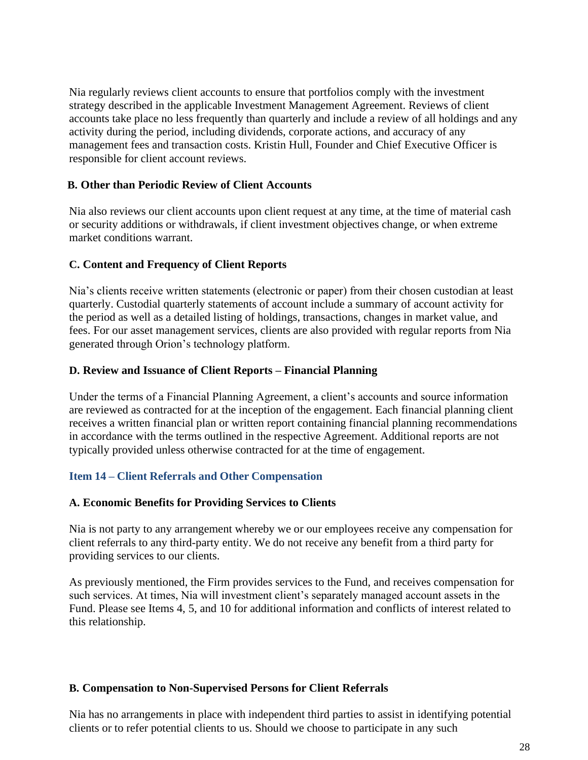Nia regularly reviews client accounts to ensure that portfolios comply with the investment strategy described in the applicable Investment Management Agreement. Reviews of client accounts take place no less frequently than quarterly and include a review of all holdings and any activity during the period, including dividends, corporate actions, and accuracy of any management fees and transaction costs. Kristin Hull, Founder and Chief Executive Officer is responsible for client account reviews.

### B. Other than Periodic Review of Client Accounts

Nia also reviews our client accounts upon client request at any time, at the time of material cash or security additions or withdrawals, if client investment objectives change, or when extreme market conditions warrant.

### C. Content and Frequency of Client Reports

Nia's clients receive written statements (electronic or paper) from their chosen custodian at least quarterly. Custodial quarterly statements of account include a summary of account activity for the period as well as a detailed listing of holdings, transactions, changes in market value, and fees. For our asset management services, clients are also provided with regular reports from Nia generated through Orion's technology platform.

### D. Review and Issuance of Client Reports – Financial Planning

Under the terms of a Financial Planning Agreement, a client's accounts and source information are reviewed as contracted for at the inception of the engagement. Each financial planning client receives a written financial plan or written report containing financial planning recommendations in accordance with the terms outlined in the respective Agreement. Additional reports are not typically provided unless otherwise contracted for at the time of engagement.

## Item 14 – Client Referrals and Other Compensation

### A. Economic Benefits for Providing Services to Clients

Nia is not party to any arrangement whereby we or our employees receive any compensation for client referrals to any third-party entity. We do not receive any benefit from a third party for providing services to our clients.

As previously mentioned, the Firm provides services to the Fund, and receives compensation for such services. At times, Nia will investment client's separately managed account assets in the Fund. Please see Items 4, 5, and 10 for additional information and conflicts of interest related to this relationship.

### B. Compensation to Non-Supervised Persons for Client Referrals

Nia has no arrangements in place with independent third parties to assist in identifying potential clients or to refer potential clients to us. Should we choose to participate in any such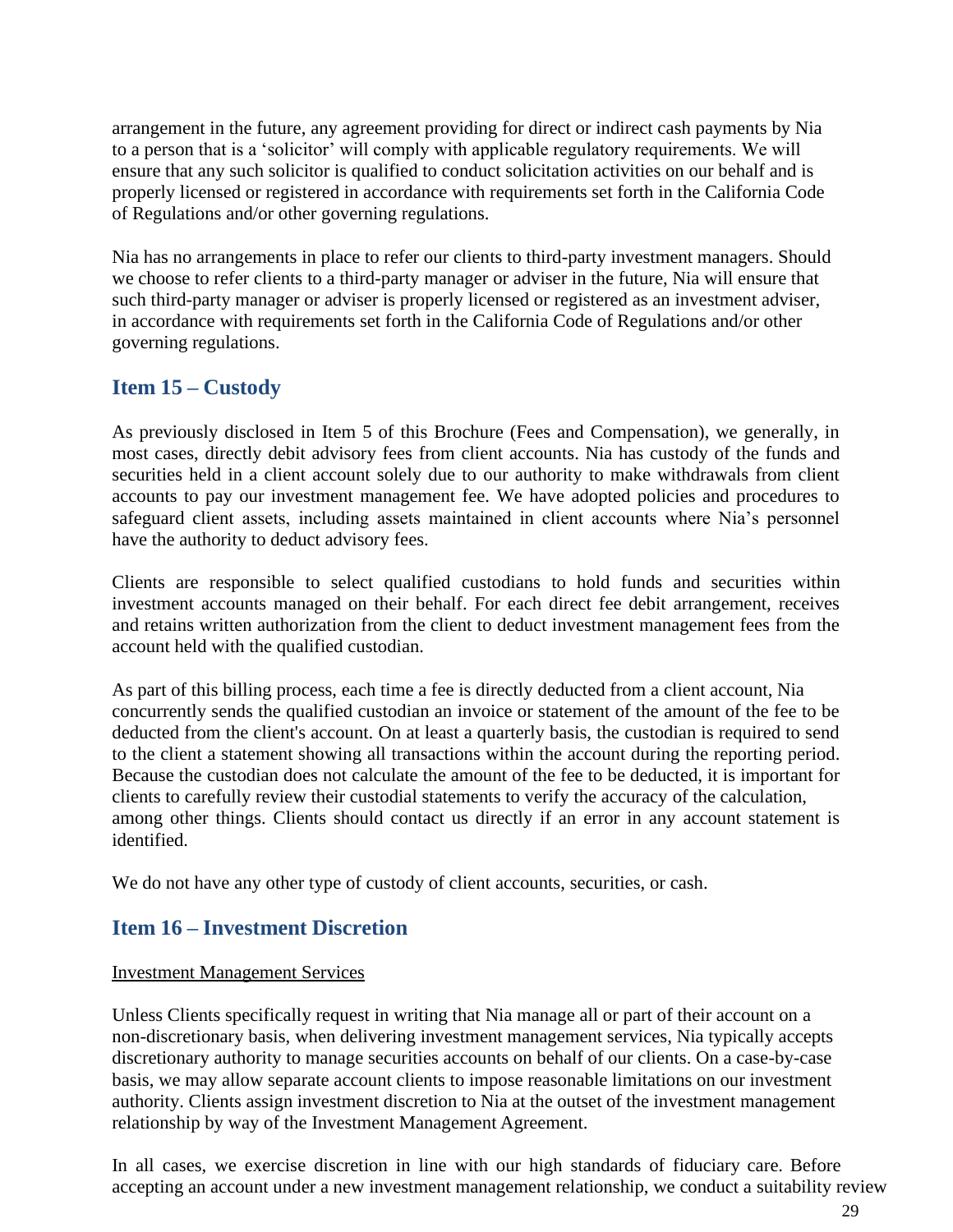arrangement in the future, any agreement providing for direct or indirect cash payments by Nia to a person that is a 'solicitor' will comply with applicable regulatory requirements. We will ensure that any such solicitor is qualified to conduct solicitation activities on our behalf and is properly licensed or registered in accordance with requirements set forth in the California Code of Regulations and/or other governing regulations.

Nia has no arrangements in place to refer our clients to third-party investment managers. Should we choose to refer clients to a third-party manager or adviser in the future, Nia will ensure that such third-party manager or adviser is properly licensed or registered as an investment adviser, in accordance with requirements set forth in the California Code of Regulations and/or other governing regulations.

## Item 15 – Custody

As previously disclosed in Item 5 of this Brochure (Fees and Compensation), we generally, in most cases, directly debit advisory fees from client accounts. Nia has custody of the funds and securities held in a client account solely due to our authority to make withdrawals from client accounts to pay our investment management fee. We have adopted policies and procedures to safeguard client assets, including assets maintained in client accounts where Nia's personnel have the authority to deduct advisory fees.

Clients are responsible to select qualified custodians to hold funds and securities within investment accounts managed on their behalf. For each direct fee debit arrangement, receives and retains written authorization from the client to deduct investment management fees from the account held with the qualified custodian.

As part of this billing process, each time a fee is directly deducted from a client account, Nia concurrently sends the qualified custodian an invoice or statement of the amount of the fee to be deducted from the client's account. On at least a quarterly basis, the custodian is required to send to the client a statement showing all transactions within the account during the reporting period. Because the custodian does not calculate the amount of the fee to be deducted, it is important for clients to carefully review their custodial statements to verify the accuracy of the calculation, among other things. Clients should contact us directly if an error in any account statement is identified.

We do not have any other type of custody of client accounts, securities, or cash.

## Item 16 – Investment Discretion

Investment Management Services

Unless Clients specifically request in writing that Nia manage all or part of their account on a non-discretionary basis, when delivering investment management services, Nia typically accepts discretionary authority to manage securities accounts on behalf of our clients. On a case-by-case basis, we may allow separate account clients to impose reasonable limitations on our investment authority. Clients assign investment discretion to Nia at the outset of the investment management relationship by way of the Investment Management Agreement.

In all cases, we exercise discretion in line with our high standards of fiduciary care. Before accepting an account under a new investment management relationship, we conduct a suitability review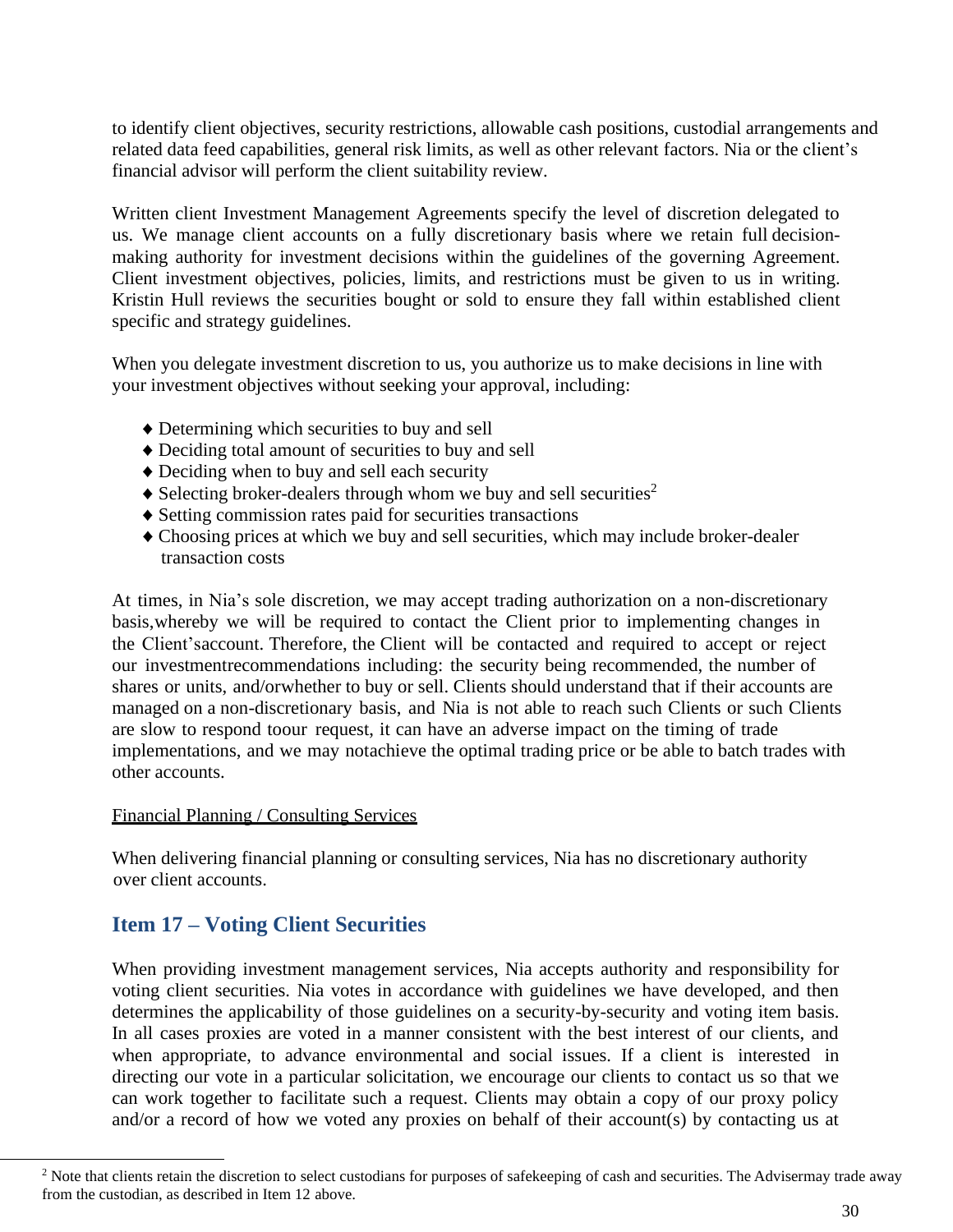to identify client objectives, security restrictions, allowable cash positions, custodial arrangements and related data feed capabilities, general risk limits, as well as other relevant factors. Nia or the client's financial advisor will perform the client suitability review.

Written client Investment Management Agreements specify the level of discretion delegated to us. We manage client accounts on a fully discretionary basis where we retain full decision-making authority for investment decisions within the guidelines of the governing Agreement. Client investment objectives, policies, limits, and restrictions must be given to us in writing. Kristin Hull reviews the securities bought or sold to ensure they fall within established client specific and strategy guidelines.

When you delegate investment discretion to us, you authorize us to make decisions in line with your investment objectives without seeking your approval, including:

- Determining which securities to buy and sell
- Deciding total amount of securities to buy and sell
- Deciding when to buy and sell each security
- Selecting broker-dealers through whom we buy and sell securities[2]
- Setting commission rates paid for securities transactions
- Choosing prices at which we buy and sell securities, which may include broker-dealer transaction costs

At times, in Nia's sole discretion, we may accept trading authorization on a non-discretionary basis,whereby we will be required to contact the Client prior to implementing changes in the Client'saccount. Therefore, the Client will be contacted and required to accept or reject our investmentrecommendations including: the security being recommended, the number of shares or units, and/orwhether to buy or sell. Clients should understand that if their accounts are managed on a non-discretionary basis, and Nia is not able to reach such Clients or such Clients are slow to respond toour request, it can have an adverse impact on the timing of trade implementations, and we may notachieve the optimal trading price or be able to batch trades with other accounts.

Financial Planning / Consulting Services

When delivering financial planning or consulting services, Nia has no discretionary authority over client accounts.

## Item 17 – Voting Client Securities

When providing investment management services, Nia accepts authority and responsibility for voting client securities. Nia votes in accordance with guidelines we have developed, and then determines the applicability of those guidelines on a security-by-security and voting item basis. In all cases proxies are voted in a manner consistent with the best interest of our clients, and when appropriate, to advance environmental and social issues. If a client is interested in directing our vote in a particular solicitation, we encourage our clients to contact us so that we can work together to facilitate such a request. Clients may obtain a copy of our proxy policy and/or a record of how we voted any proxies on behalf of their account(s) by contacting us at

---

[2] Note that clients retain the discretion to select custodians for purposes of safekeeping of cash and securities. The Advisermay trade away from the custodian, as described in Item 12 above.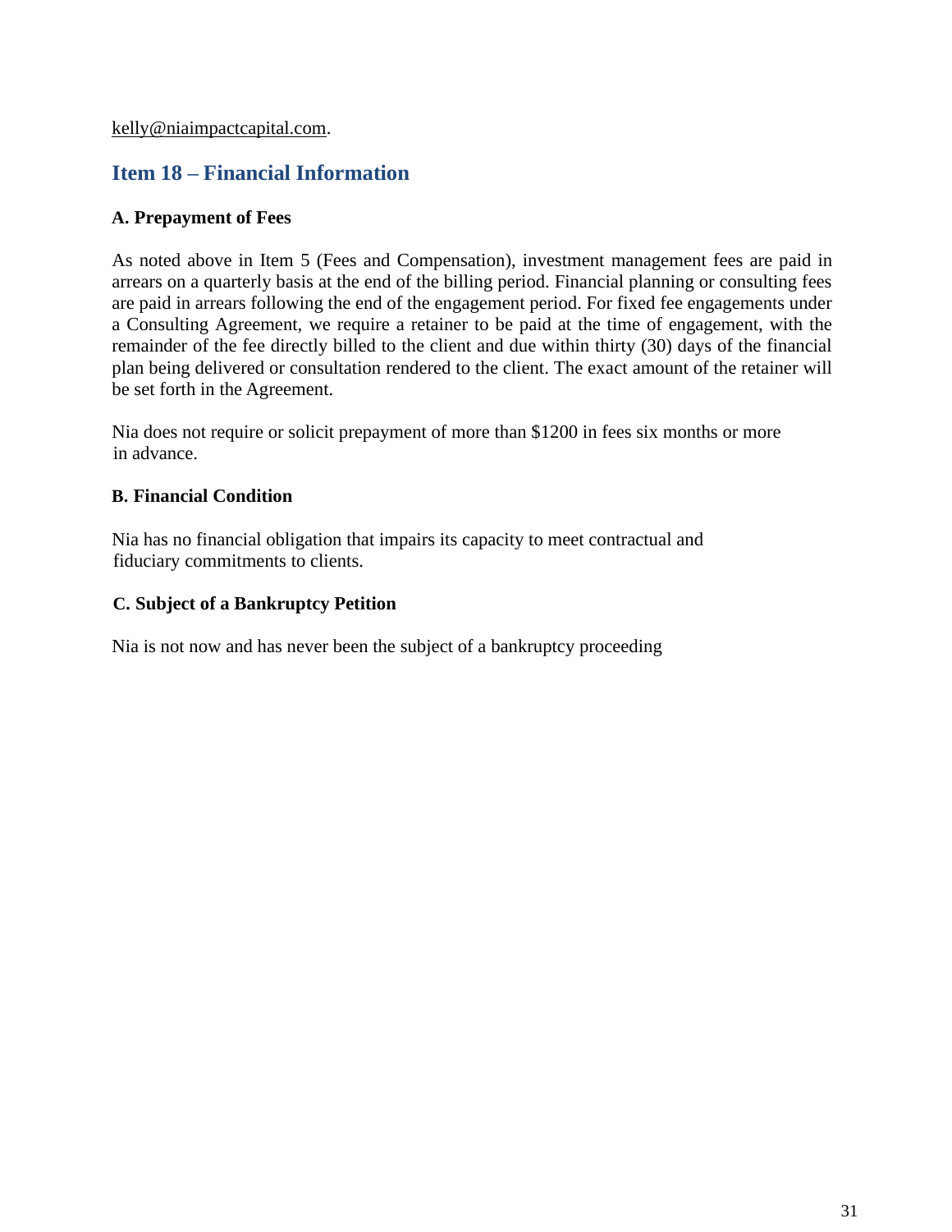kelly@niaimpactcapital.com.

## Item 18 – Financial Information

### A. Prepayment of Fees

As noted above in Item 5 (Fees and Compensation), investment management fees are paid in arrears on a quarterly basis at the end of the billing period. Financial planning or consulting fees are paid in arrears following the end of the engagement period. For fixed fee engagements under a Consulting Agreement, we require a retainer to be paid at the time of engagement, with the remainder of the fee directly billed to the client and due within thirty (30) days of the financial plan being delivered or consultation rendered to the client. The exact amount of the retainer will be set forth in the Agreement.

Nia does not require or solicit prepayment of more than $1200 in fees six months or more in advance.

### B. Financial Condition

Nia has no financial obligation that impairs its capacity to meet contractual and fiduciary commitments to clients.

### C. Subject of a Bankruptcy Petition

Nia is not now and has never been the subject of a bankruptcy proceeding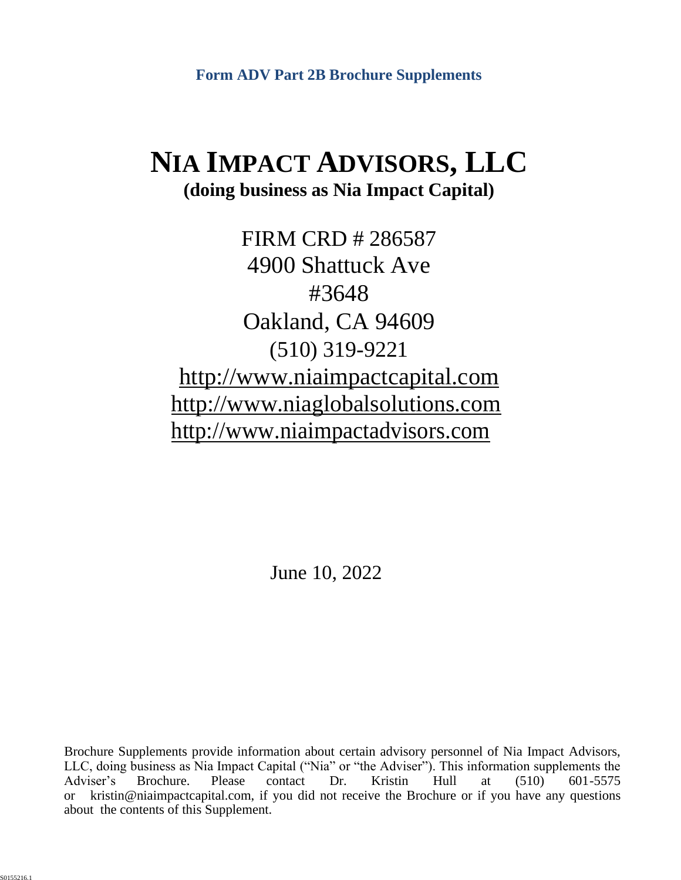**Form ADV Part 2B Brochure Supplements**

# NIA IMPACT ADVISORS, LLC

**(doing business as Nia Impact Capital)**

FIRM CRD # 286587
4900 Shattuck Ave
#3648
Oakland, CA 94609
(510) 319-9221
http://www.niaimpactcapital.com
http://www.niaglobalsolutions.com
http://www.niaimpactadvisors.com

June 10, 2022

Brochure Supplements provide information about certain advisory personnel of Nia Impact Advisors, LLC, doing business as Nia Impact Capital ("Nia" or "the Adviser"). This information supplements the Adviser's Brochure. Please contact Dr. Kristin Hull at (510) 601-5575 or kristin@niaimpactcapital.com, if you did not receive the Brochure or if you have any questions about the contents of this Supplement.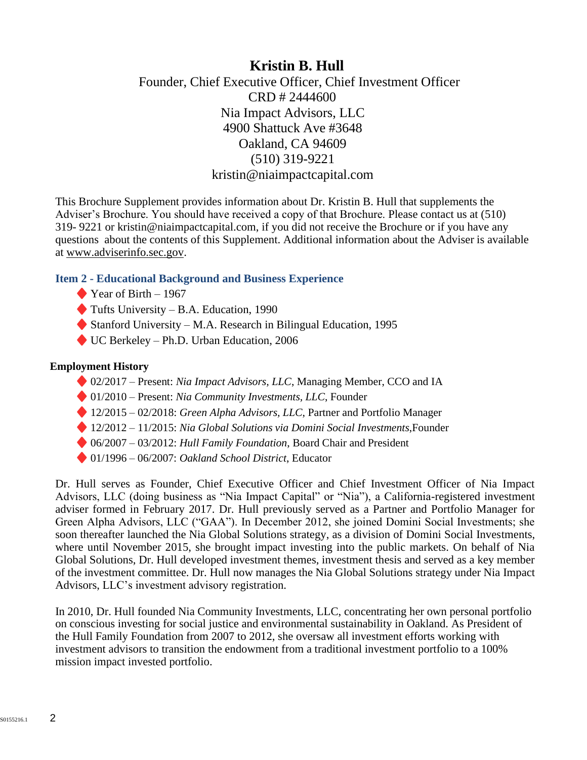# Kristin B. Hull

Founder, Chief Executive Officer, Chief Investment Officer
CRD # 2444600
Nia Impact Advisors, LLC
4900 Shattuck Ave #3648
Oakland, CA 94609
(510) 319-9221
kristin@niaimpactcapital.com

This Brochure Supplement provides information about Dr. Kristin B. Hull that supplements the Adviser's Brochure. You should have received a copy of that Brochure. Please contact us at (510) 319- 9221 or kristin@niaimpactcapital.com, if you did not receive the Brochure or if you have any questions about the contents of this Supplement. Additional information about the Adviser is available at www.adviserinfo.sec.gov.

## Item 2 - Educational Background and Business Experience

- Year of Birth – 1967
- Tufts University – B.A. Education, 1990
- Stanford University – M.A. Research in Bilingual Education, 1995
- UC Berkeley – Ph.D. Urban Education, 2006

**Employment History**

- 02/2017 – Present: *Nia Impact Advisors, LLC*, Managing Member, CCO and IA
- 01/2010 – Present: *Nia Community Investments, LLC*, Founder
- 12/2015 – 02/2018: *Green Alpha Advisors, LLC*, Partner and Portfolio Manager
- 12/2012 – 11/2015: *Nia Global Solutions via Domini Social Investments*,Founder
- 06/2007 – 03/2012: *Hull Family Foundation*, Board Chair and President
- 01/1996 – 06/2007: *Oakland School District*, Educator

Dr. Hull serves as Founder, Chief Executive Officer and Chief Investment Officer of Nia Impact Advisors, LLC (doing business as "Nia Impact Capital" or "Nia"), a California-registered investment adviser formed in February 2017. Dr. Hull previously served as a Partner and Portfolio Manager for Green Alpha Advisors, LLC ("GAA"). In December 2012, she joined Domini Social Investments; she soon thereafter launched the Nia Global Solutions strategy, as a division of Domini Social Investments, where until November 2015, she brought impact investing into the public markets. On behalf of Nia Global Solutions, Dr. Hull developed investment themes, investment thesis and served as a key member of the investment committee. Dr. Hull now manages the Nia Global Solutions strategy under Nia Impact Advisors, LLC's investment advisory registration.

In 2010, Dr. Hull founded Nia Community Investments, LLC, concentrating her own personal portfolio on conscious investing for social justice and environmental sustainability in Oakland. As President of the Hull Family Foundation from 2007 to 2012, she oversaw all investment efforts working with investment advisors to transition the endowment from a traditional investment portfolio to a 100% mission impact invested portfolio.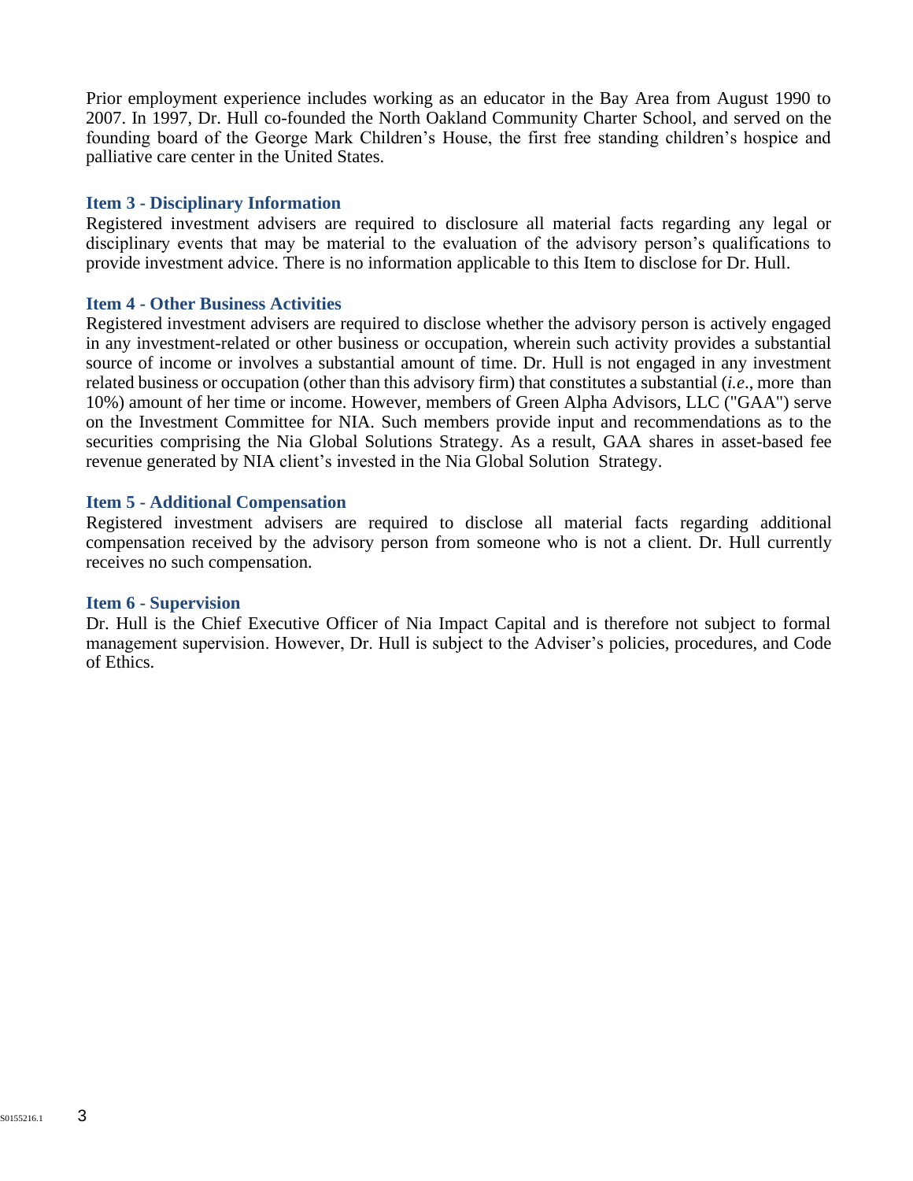Prior employment experience includes working as an educator in the Bay Area from August 1990 to 2007. In 1997, Dr. Hull co-founded the North Oakland Community Charter School, and served on the founding board of the George Mark Children's House, the first free standing children's hospice and palliative care center in the United States.

### Item 3 - Disciplinary Information

Registered investment advisers are required to disclosure all material facts regarding any legal or disciplinary events that may be material to the evaluation of the advisory person's qualifications to provide investment advice. There is no information applicable to this Item to disclose for Dr. Hull.

### Item 4 - Other Business Activities

Registered investment advisers are required to disclose whether the advisory person is actively engaged in any investment-related or other business or occupation, wherein such activity provides a substantial source of income or involves a substantial amount of time. Dr. Hull is not engaged in any investment related business or occupation (other than this advisory firm) that constitutes a substantial (*i.e.*, more than 10%) amount of her time or income. However, members of Green Alpha Advisors, LLC ("GAA") serve on the Investment Committee for NIA. Such members provide input and recommendations as to the securities comprising the Nia Global Solutions Strategy. As a result, GAA shares in asset-based fee revenue generated by NIA client's invested in the Nia Global Solution Strategy.

### Item 5 - Additional Compensation

Registered investment advisers are required to disclose all material facts regarding additional compensation received by the advisory person from someone who is not a client. Dr. Hull currently receives no such compensation.

### Item 6 - Supervision

Dr. Hull is the Chief Executive Officer of Nia Impact Capital and is therefore not subject to formal management supervision. However, Dr. Hull is subject to the Adviser's policies, procedures, and Code of Ethics.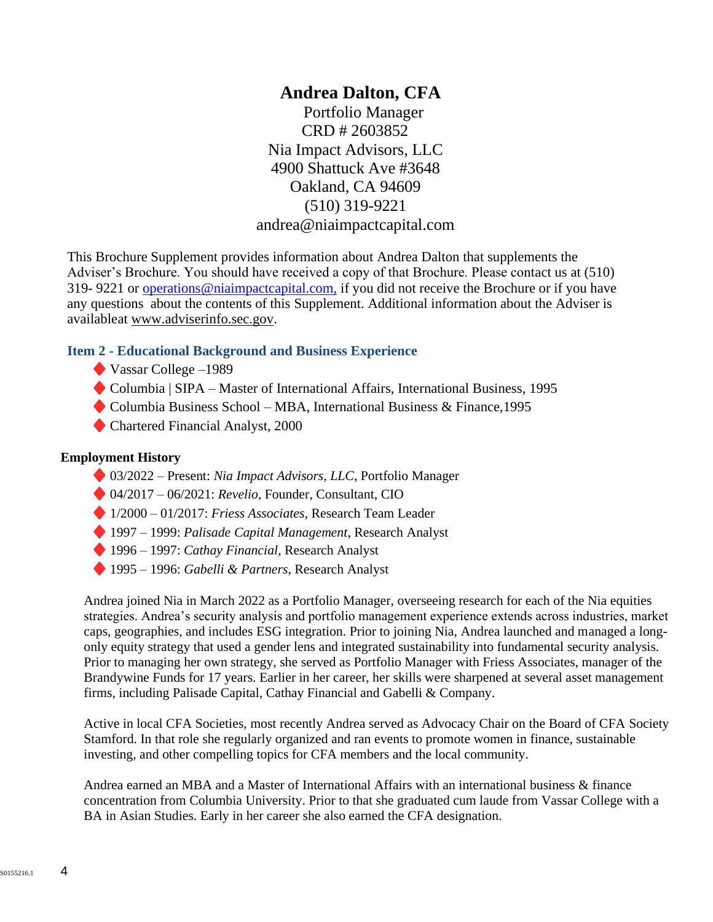# Andrea Dalton, CFA

Portfolio Manager
CRD # 2603852
Nia Impact Advisors, LLC
4900 Shattuck Ave #3648
Oakland, CA 94609
(510) 319-9221
andrea@niaimpactcapital.com

This Brochure Supplement provides information about Andrea Dalton that supplements the Adviser's Brochure. You should have received a copy of that Brochure. Please contact us at (510) 319- 9221 or operations@niaimpactcapital.com, if you did not receive the Brochure or if you have any questions about the contents of this Supplement. Additional information about the Adviser is availableat www.adviserinfo.sec.gov.

## Item 2 - Educational Background and Business Experience

- Vassar College –1989
- Columbia | SIPA – Master of International Affairs, International Business, 1995
- Columbia Business School – MBA, International Business & Finance,1995
- Chartered Financial Analyst, 2000

**Employment History**

- 03/2022 – Present: *Nia Impact Advisors, LLC*, Portfolio Manager
- 04/2017 – 06/2021: *Revelio*, Founder, Consultant, CIO
- 1/2000 – 01/2017: *Friess Associates*, Research Team Leader
- 1997 – 1999: *Palisade Capital Management*, Research Analyst
- 1996 – 1997: *Cathay Financial*, Research Analyst
- 1995 – 1996: *Gabelli & Partners*, Research Analyst

Andrea joined Nia in March 2022 as a Portfolio Manager, overseeing research for each of the Nia equities strategies. Andrea's security analysis and portfolio management experience extends across industries, market caps, geographies, and includes ESG integration. Prior to joining Nia, Andrea launched and managed a long-only equity strategy that used a gender lens and integrated sustainability into fundamental security analysis. Prior to managing her own strategy, she served as Portfolio Manager with Friess Associates, manager of the Brandywine Funds for 17 years. Earlier in her career, her skills were sharpened at several asset management firms, including Palisade Capital, Cathay Financial and Gabelli & Company.

Active in local CFA Societies, most recently Andrea served as Advocacy Chair on the Board of CFA Society Stamford. In that role she regularly organized and ran events to promote women in finance, sustainable investing, and other compelling topics for CFA members and the local community.

Andrea earned an MBA and a Master of International Affairs with an international business & finance concentration from Columbia University. Prior to that she graduated cum laude from Vassar College with a BA in Asian Studies. Early in her career she also earned the CFA designation.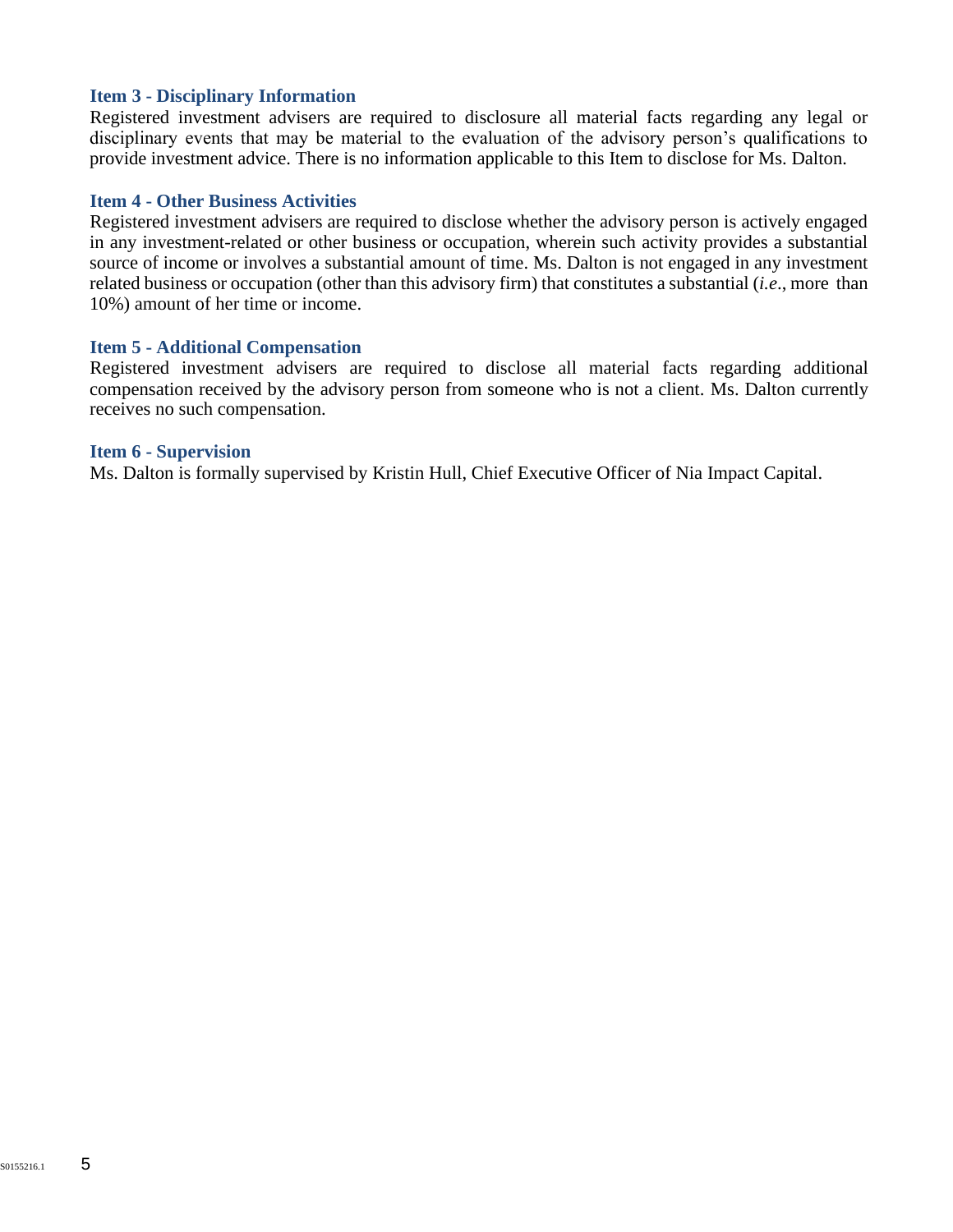### Item 3 - Disciplinary Information

Registered investment advisers are required to disclosure all material facts regarding any legal or disciplinary events that may be material to the evaluation of the advisory person's qualifications to provide investment advice. There is no information applicable to this Item to disclose for Ms. Dalton.

### Item 4 - Other Business Activities

Registered investment advisers are required to disclose whether the advisory person is actively engaged in any investment-related or other business or occupation, wherein such activity provides a substantial source of income or involves a substantial amount of time. Ms. Dalton is not engaged in any investment related business or occupation (other than this advisory firm) that constitutes a substantial (*i.e*., more than 10%) amount of her time or income.

### Item 5 - Additional Compensation

Registered investment advisers are required to disclose all material facts regarding additional compensation received by the advisory person from someone who is not a client. Ms. Dalton currently receives no such compensation.

### Item 6 - Supervision

Ms. Dalton is formally supervised by Kristin Hull, Chief Executive Officer of Nia Impact Capital.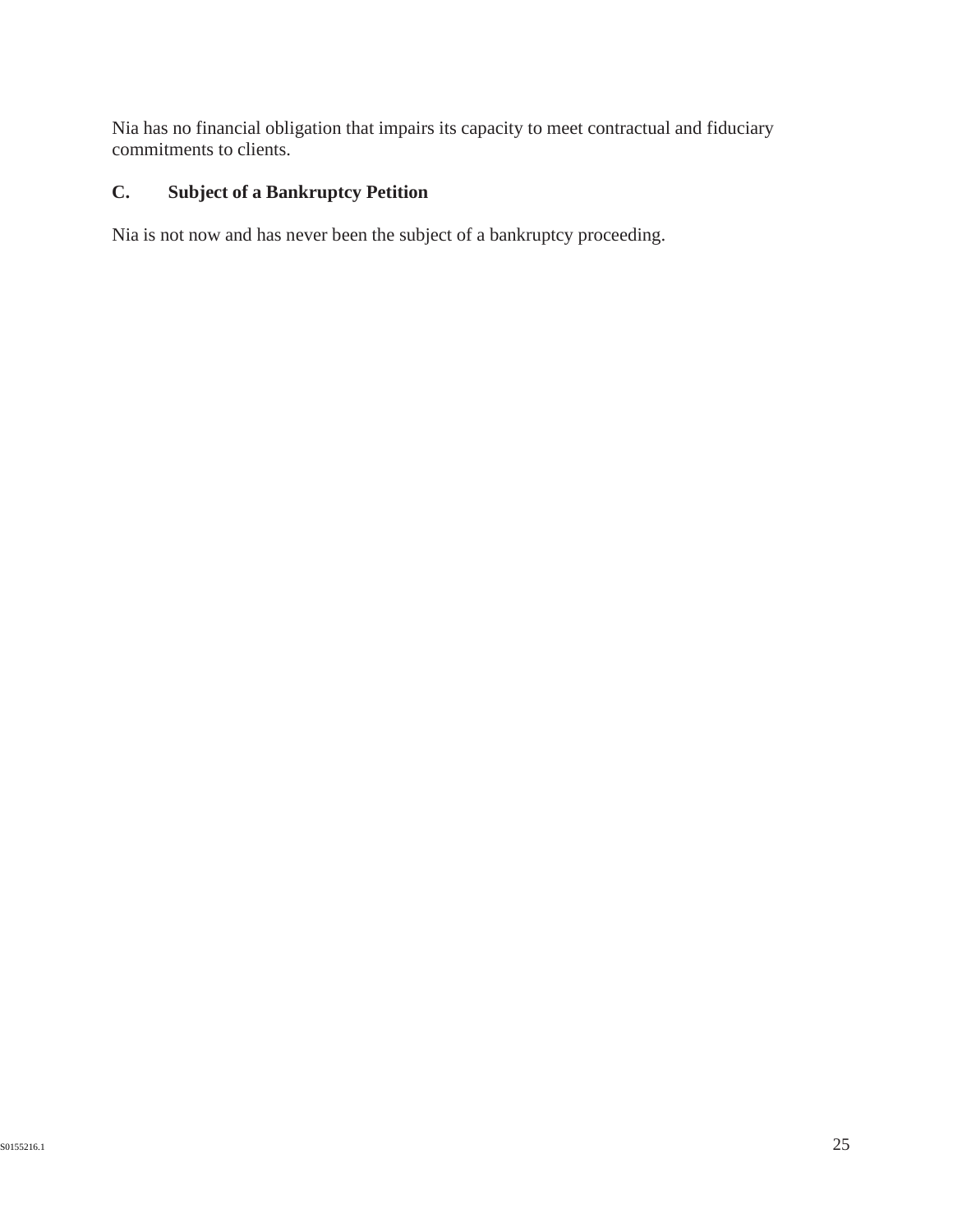Nia has no financial obligation that impairs its capacity to meet contractual and fiduciary commitments to clients.

### C. Subject of a Bankruptcy Petition

Nia is not now and has never been the subject of a bankruptcy proceeding.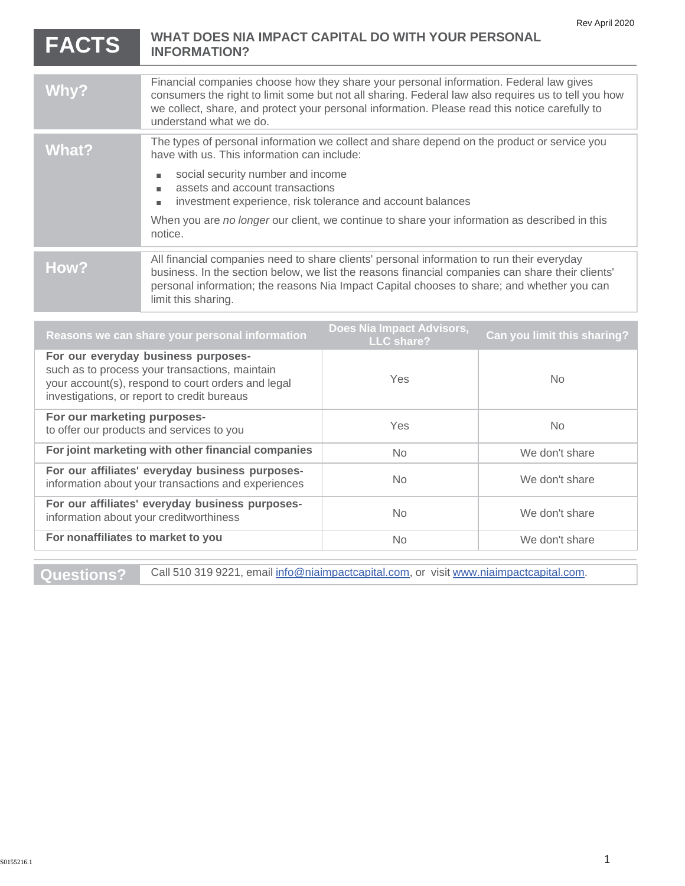Rev April 2020

# FACTS — WHAT DOES NIA IMPACT CAPITAL DO WITH YOUR PERSONAL INFORMATION?

| | |
|---|---|
| **Why?** | Financial companies choose how they share your personal information. Federal law gives consumers the right to limit some but not all sharing. Federal law also requires us to tell you how we collect, share, and protect your personal information. Please read this notice carefully to understand what we do. |
| **What?** | The types of personal information we collect and share depend on the product or service you have with us. This information can include:<br>▪ social security number and income<br>▪ assets and account transactions<br>▪ investment experience, risk tolerance and account balances<br><br>When you are *no longer* our client, we continue to share your information as described in this notice. |
| **How?** | All financial companies need to share clients' personal information to run their everyday business. In the section below, we list the reasons financial companies can share their clients' personal information; the reasons Nia Impact Capital chooses to share; and whether you can limit this sharing. |

| Reasons we can share your personal information | Does Nia Impact Advisors, LLC share? | Can you limit this sharing? |
|---|---|---|
| **For our everyday business purposes-** such as to process your transactions, maintain your account(s), respond to court orders and legal investigations, or report to credit bureaus | Yes | No |
| **For our marketing purposes-** to offer our products and services to you | Yes | No |
| **For joint marketing with other financial companies** | No | We don't share |
| **For our affiliates' everyday business purposes-** information about your transactions and experiences | No | We don't share |
| **For our affiliates' everyday business purposes-** information about your creditworthiness | No | We don't share |
| **For nonaffiliates to market to you** | No | We don't share |

| | |
|---|---|
| **Questions?** | Call 510 319 9221, email info@niaimpactcapital.com, or visit www.niaimpactcapital.com. |

S0155216.1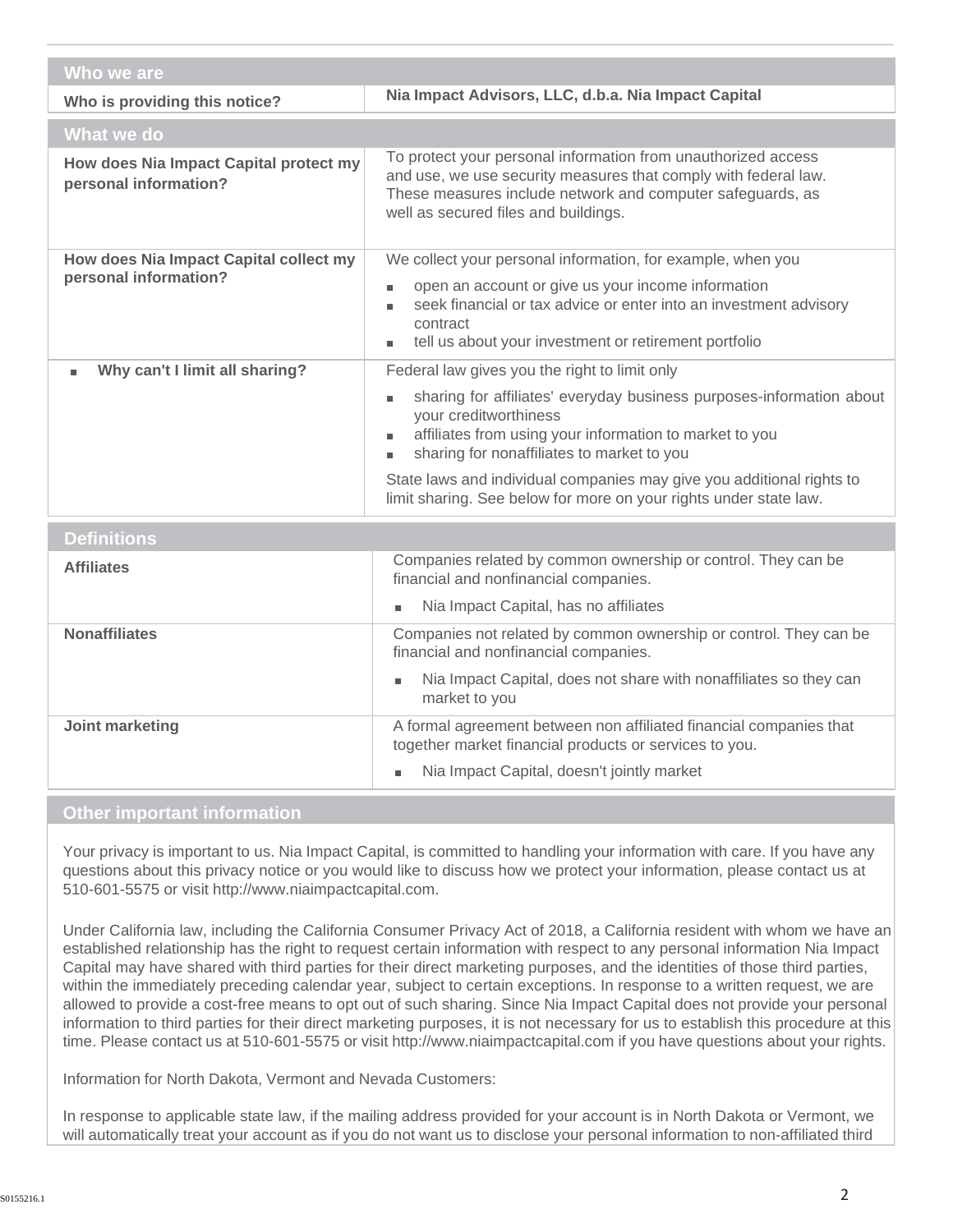| Who we are | |
|---|---|
| **Who is providing this notice?** | **Nia Impact Advisors, LLC, d.b.a. Nia Impact Capital** |

| What we do | |
|---|---|
| **How does Nia Impact Capital protect my personal information?** | To protect your personal information from unauthorized access and use, we use security measures that comply with federal law. These measures include network and computer safeguards, as well as secured files and buildings. |
| **How does Nia Impact Capital collect my personal information?** | We collect your personal information, for example, when you<br>▪ open an account or give us your income information<br>▪ seek financial or tax advice or enter into an investment advisory contract<br>▪ tell us about your investment or retirement portfolio |
| ▪ **Why can't I limit all sharing?** | Federal law gives you the right to limit only<br>▪ sharing for affiliates' everyday business purposes-information about your creditworthiness<br>▪ affiliates from using your information to market to you<br>▪ sharing for nonaffiliates to market to you<br><br>State laws and individual companies may give you additional rights to limit sharing. See below for more on your rights under state law. |

| Definitions | |
|---|---|
| **Affiliates** | Companies related by common ownership or control. They can be financial and nonfinancial companies.<br>▪ Nia Impact Capital, has no affiliates |
| **Nonaffiliates** | Companies not related by common ownership or control. They can be financial and nonfinancial companies.<br>▪ Nia Impact Capital, does not share with nonaffiliates so they can market to you |
| **Joint marketing** | A formal agreement between non affiliated financial companies that together market financial products or services to you.<br>▪ Nia Impact Capital, doesn't jointly market |

## Other important information

Your privacy is important to us. Nia Impact Capital, is committed to handling your information with care. If you have any questions about this privacy notice or you would like to discuss how we protect your information, please contact us at 510-601-5575 or visit http://www.niaimpactcapital.com.

Under California law, including the California Consumer Privacy Act of 2018, a California resident with whom we have an established relationship has the right to request certain information with respect to any personal information Nia Impact Capital may have shared with third parties for their direct marketing purposes, and the identities of those third parties, within the immediately preceding calendar year, subject to certain exceptions. In response to a written request, we are allowed to provide a cost-free means to opt out of such sharing. Since Nia Impact Capital does not provide your personal information to third parties for their direct marketing purposes, it is not necessary for us to establish this procedure at this time. Please contact us at 510-601-5575 or visit http://www.niaimpactcapital.com if you have questions about your rights.

Information for North Dakota, Vermont and Nevada Customers:

In response to applicable state law, if the mailing address provided for your account is in North Dakota or Vermont, we will automatically treat your account as if you do not want us to disclose your personal information to non-affiliated third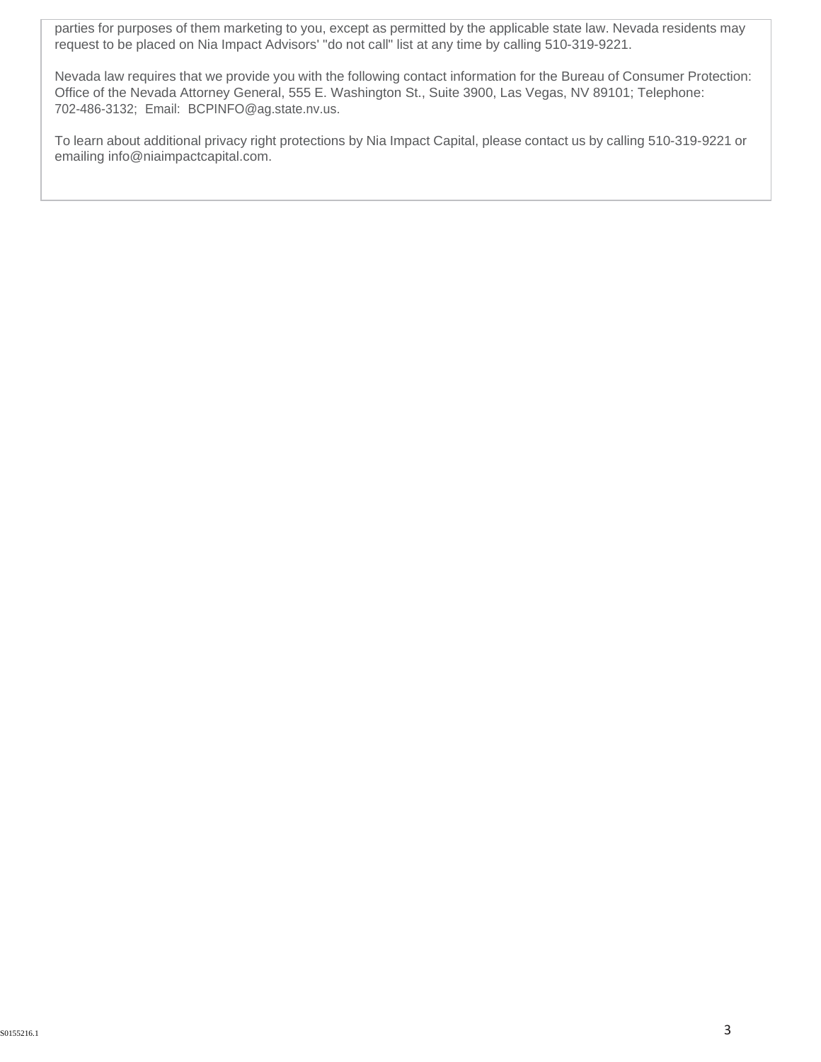parties for purposes of them marketing to you, except as permitted by the applicable state law. Nevada residents may request to be placed on Nia Impact Advisors' "do not call" list at any time by calling 510-319-9221.

Nevada law requires that we provide you with the following contact information for the Bureau of Consumer Protection: Office of the Nevada Attorney General, 555 E. Washington St., Suite 3900, Las Vegas, NV 89101; Telephone: 702-486-3132; Email: BCPINFO@ag.state.nv.us.

To learn about additional privacy right protections by Nia Impact Capital, please contact us by calling 510-319-9221 or emailing info@niaimpactcapital.com.